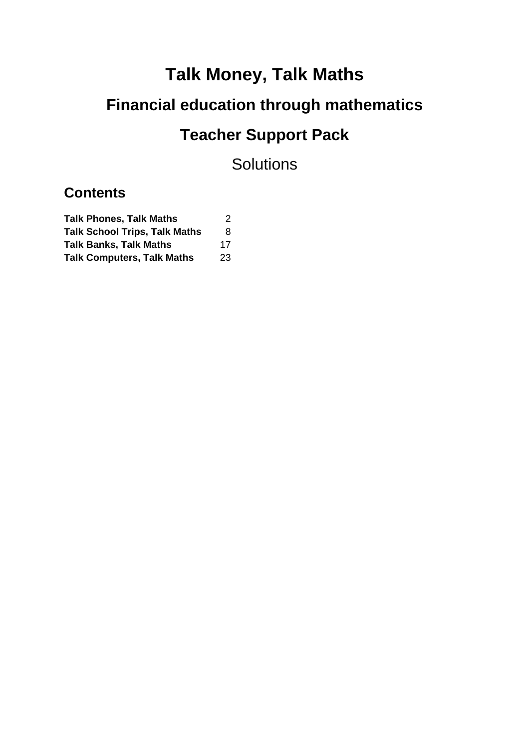# Talk Money, Talk Maths

## Financial education through mathematics

## Teacher Support Pack

Solutions

### Contents

| | |
|---|---|
| **Talk Phones, Talk Maths** | 2 |
| **Talk School Trips, Talk Maths** | 8 |
| **Talk Banks, Talk Maths** | 17 |
| **Talk Computers, Talk Maths** | 23 |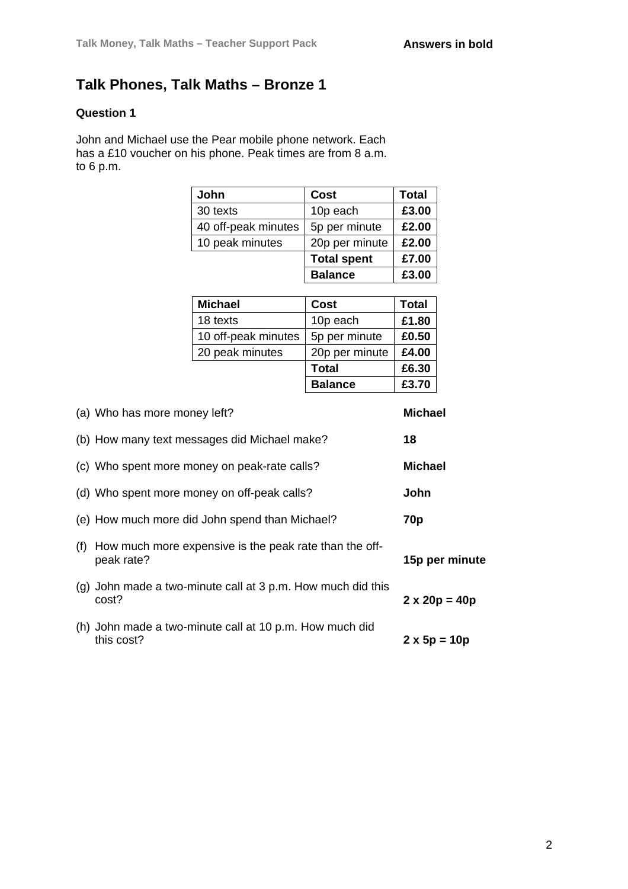**Answers in bold**

# Talk Phones, Talk Maths – Bronze 1

### Question 1

John and Michael use the Pear mobile phone network. Each has a £10 voucher on his phone. Peak times are from 8 a.m. to 6 p.m.

| John | Cost | Total |
|---|---|---|
| 30 texts | 10p each | **£3.00** |
| 40 off-peak minutes | 5p per minute | **£2.00** |
| 10 peak minutes | 20p per minute | **£2.00** |
| | **Total spent** | **£7.00** |
| | **Balance** | **£3.00** |

| Michael | Cost | Total |
|---|---|---|
| 18 texts | 10p each | **£1.80** |
| 10 off-peak minutes | 5p per minute | **£0.50** |
| 20 peak minutes | 20p per minute | **£4.00** |
| | **Total** | **£6.30** |
| | **Balance** | **£3.70** |

(a) Who has more money left? **Michael**

(b) How many text messages did Michael make? **18**

(c) Who spent more money on peak-rate calls? **Michael**

(d) Who spent more money on off-peak calls? **John**

(e) How much more did John spend than Michael? **70p**

(f) How much more expensive is the peak rate than the off-peak rate? **15p per minute**

(g) John made a two-minute call at 3 p.m. How much did this cost? **2 x 20p = 40p**

(h) John made a two-minute call at 10 p.m. How much did this cost? **2 x 5p = 10p**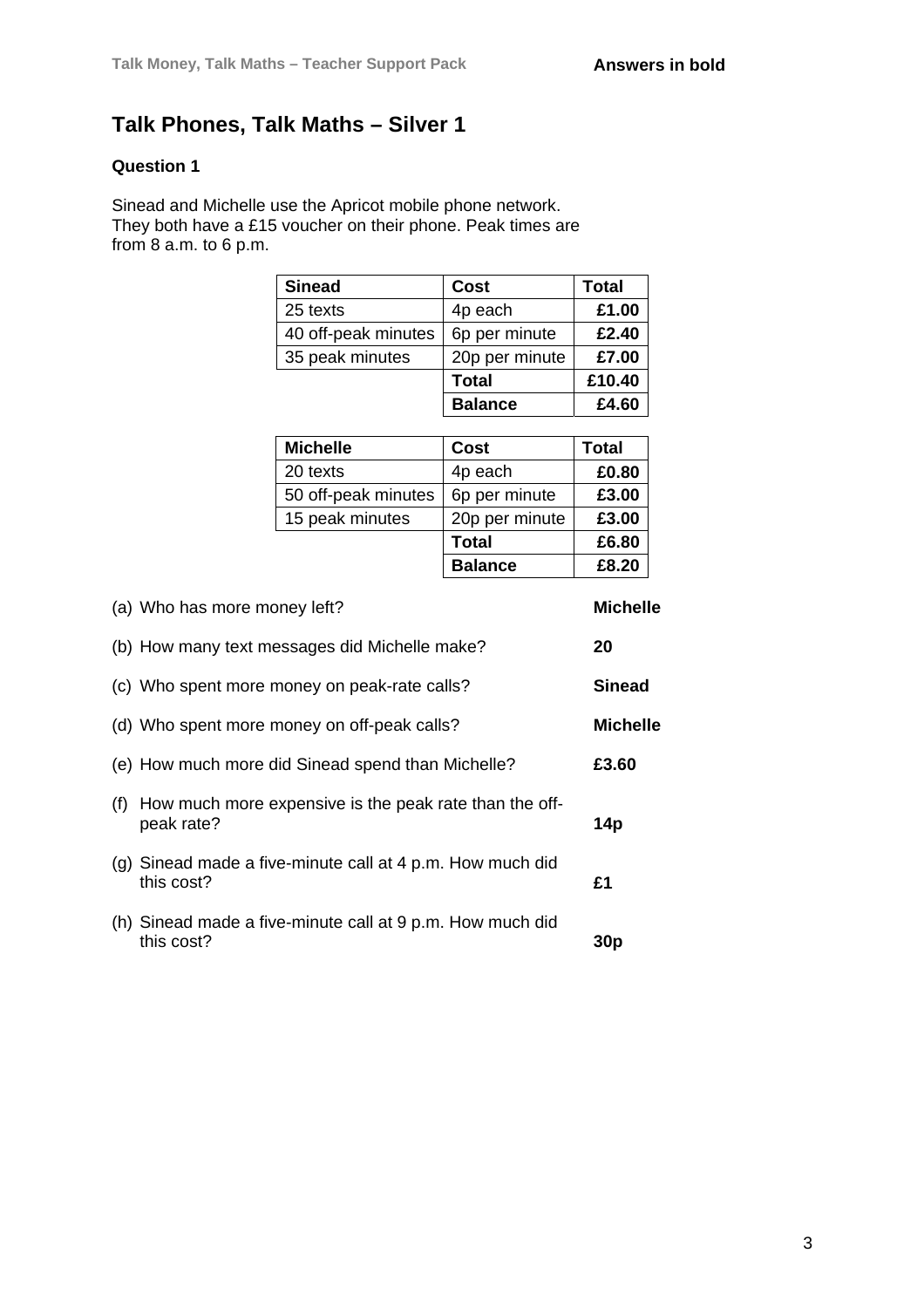Answers in bold

# Talk Phones, Talk Maths – Silver 1

**Question 1**

Sinead and Michelle use the Apricot mobile phone network. They both have a £15 voucher on their phone. Peak times are from 8 a.m. to 6 p.m.

| Sinead | Cost | Total |
|---|---|---|
| 25 texts | 4p each | **£1.00** |
| 40 off-peak minutes | 6p per minute | **£2.40** |
| 35 peak minutes | 20p per minute | **£7.00** |
| | **Total** | **£10.40** |
| | **Balance** | **£4.60** |

| Michelle | Cost | Total |
|---|---|---|
| 20 texts | 4p each | **£0.80** |
| 50 off-peak minutes | 6p per minute | **£3.00** |
| 15 peak minutes | 20p per minute | **£3.00** |
| | **Total** | **£6.80** |
| | **Balance** | **£8.20** |

(a) Who has more money left? **Michelle**

(b) How many text messages did Michelle make? **20**

(c) Who spent more money on peak-rate calls? **Sinead**

(d) Who spent more money on off-peak calls? **Michelle**

(e) How much more did Sinead spend than Michelle? **£3.60**

(f) How much more expensive is the peak rate than the off-peak rate? **14p**

(g) Sinead made a five-minute call at 4 p.m. How much did this cost? **£1**

(h) Sinead made a five-minute call at 9 p.m. How much did this cost? **30p**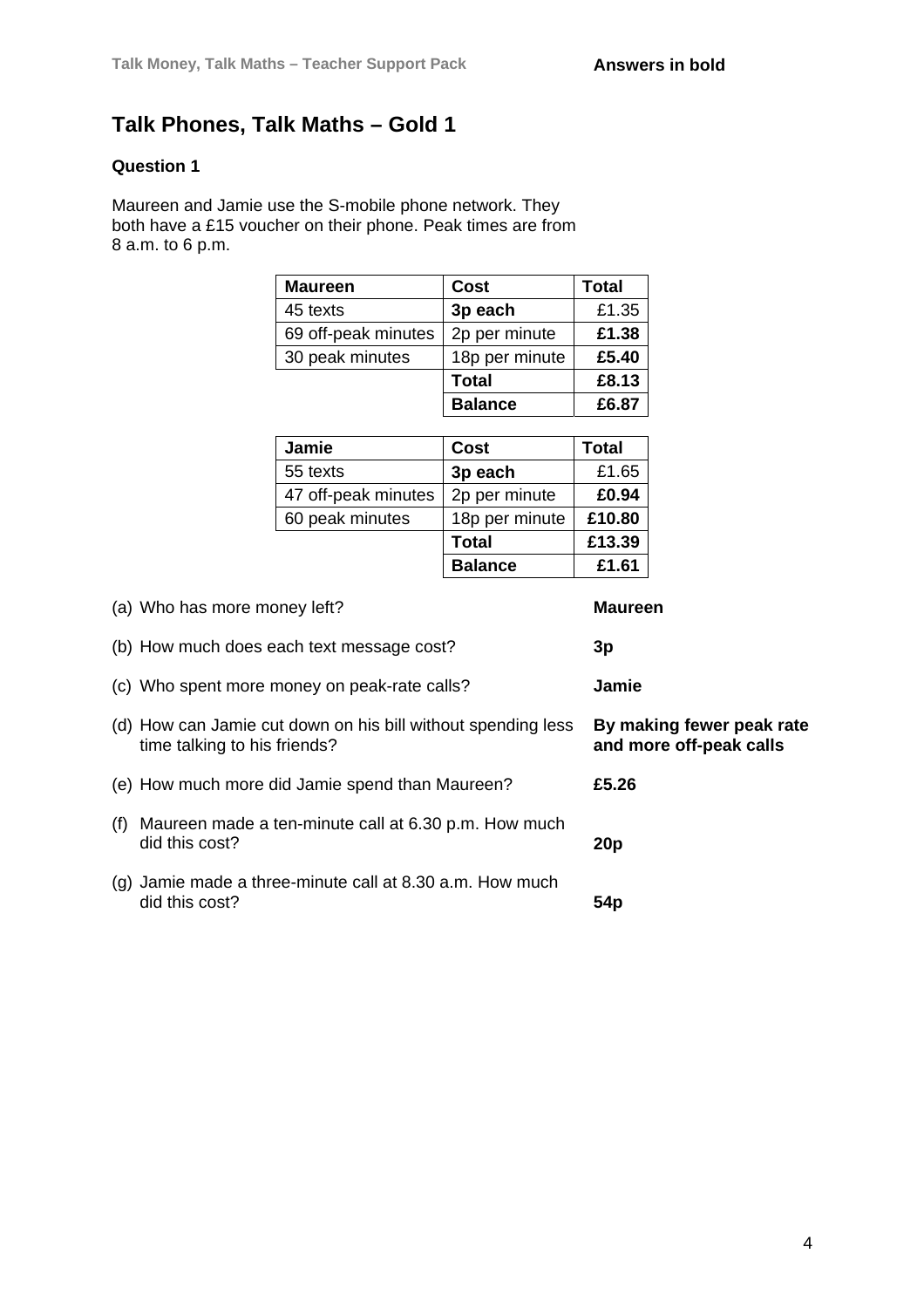**Answers in bold**

## Talk Phones, Talk Maths – Gold 1

### Question 1

Maureen and Jamie use the S-mobile phone network. They both have a £15 voucher on their phone. Peak times are from 8 a.m. to 6 p.m.

| Maureen | Cost | Total |
|---|---|---|
| 45 texts | **3p each** | £1.35 |
| 69 off-peak minutes | 2p per minute | **£1.38** |
| 30 peak minutes | 18p per minute | **£5.40** |
| | **Total** | **£8.13** |
| | **Balance** | **£6.87** |

| Jamie | Cost | Total |
|---|---|---|
| 55 texts | **3p each** | £1.65 |
| 47 off-peak minutes | 2p per minute | **£0.94** |
| 60 peak minutes | 18p per minute | **£10.80** |
| | **Total** | **£13.39** |
| | **Balance** | **£1.61** |

(a) Who has more money left? **Maureen**

(b) How much does each text message cost? **3p**

(c) Who spent more money on peak-rate calls? **Jamie**

(d) How can Jamie cut down on his bill without spending less time talking to his friends? **By making fewer peak rate and more off-peak calls**

(e) How much more did Jamie spend than Maureen? **£5.26**

(f) Maureen made a ten-minute call at 6.30 p.m. How much did this cost? **20p**

(g) Jamie made a three-minute call at 8.30 a.m. How much did this cost? **54p**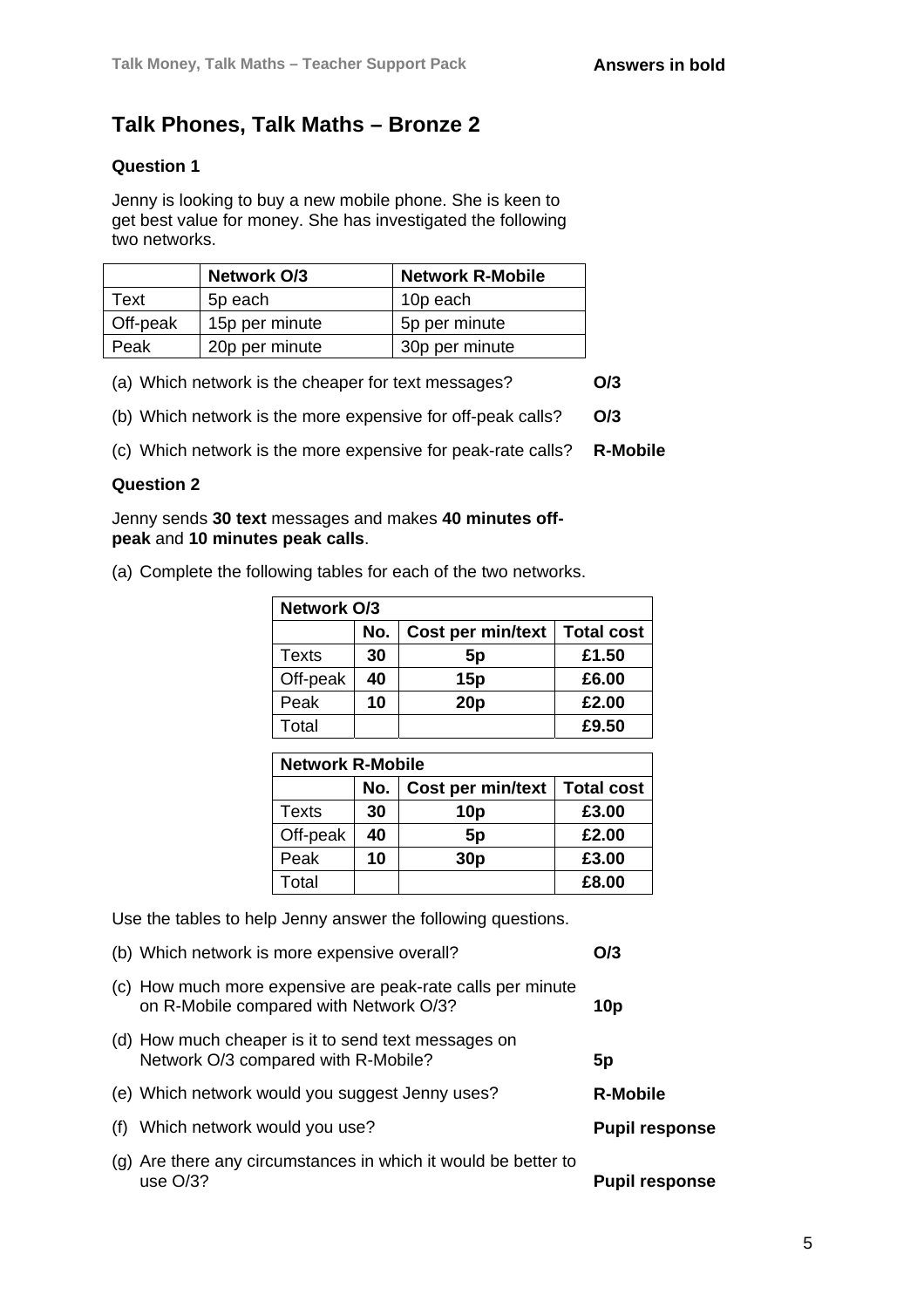**Answers in bold**

## Talk Phones, Talk Maths – Bronze 2

### Question 1

Jenny is looking to buy a new mobile phone. She is keen to get best value for money. She has investigated the following two networks.

| | Network O/3 | Network R-Mobile |
|---|---|---|
| Text | 5p each | 10p each |
| Off-peak | 15p per minute | 5p per minute |
| Peak | 20p per minute | 30p per minute |

(a) Which network is the cheaper for text messages? **O/3**

(b) Which network is the more expensive for off-peak calls? **O/3**

(c) Which network is the more expensive for peak-rate calls? **R-Mobile**

### Question 2

Jenny sends **30 text** messages and makes **40 minutes off-peak** and **10 minutes peak calls**.

(a) Complete the following tables for each of the two networks.

| Network O/3 | | | |
|---|---|---|---|
| | No. | Cost per min/text | Total cost |
| Texts | **30** | **5p** | **£1.50** |
| Off-peak | **40** | **15p** | **£6.00** |
| Peak | **10** | **20p** | **£2.00** |
| Total | | | **£9.50** |

| Network R-Mobile | | | |
|---|---|---|---|
| | No. | Cost per min/text | Total cost |
| Texts | **30** | **10p** | **£3.00** |
| Off-peak | **40** | **5p** | **£2.00** |
| Peak | **10** | **30p** | **£3.00** |
| Total | | | **£8.00** |

Use the tables to help Jenny answer the following questions.

(b) Which network is more expensive overall? **O/3**

(c) How much more expensive are peak-rate calls per minute on R-Mobile compared with Network O/3? **10p**

(d) How much cheaper is it to send text messages on Network O/3 compared with R-Mobile? **5p**

(e) Which network would you suggest Jenny uses? **R-Mobile**

(f) Which network would you use? **Pupil response**

(g) Are there any circumstances in which it would be better to use O/3? **Pupil response**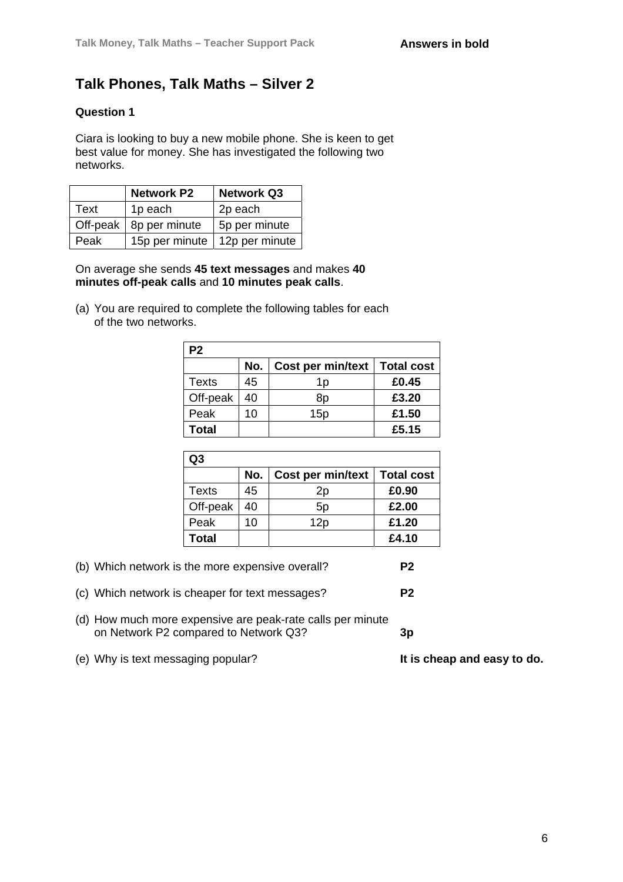**Answers in bold**

# Talk Phones, Talk Maths – Silver 2

### Question 1

Ciara is looking to buy a new mobile phone. She is keen to get best value for money. She has investigated the following two networks.

| | Network P2 | Network Q3 |
|---|---|---|
| Text | 1p each | 2p each |
| Off-peak | 8p per minute | 5p per minute |
| Peak | 15p per minute | 12p per minute |

On average she sends **45 text messages** and makes **40 minutes off-peak calls** and **10 minutes peak calls**.

(a) You are required to complete the following tables for each of the two networks.

| **P2** | | | |
|---|---|---|---|
| | No. | Cost per min/text | Total cost |
| Texts | 45 | 1p | **£0.45** |
| Off-peak | 40 | 8p | **£3.20** |
| Peak | 10 | 15p | **£1.50** |
| **Total** | | | **£5.15** |

| **Q3** | | | |
|---|---|---|---|
| | No. | Cost per min/text | Total cost |
| Texts | 45 | 2p | **£0.90** |
| Off-peak | 40 | 5p | **£2.00** |
| Peak | 10 | 12p | **£1.20** |
| **Total** | | | **£4.10** |

(b) Which network is the more expensive overall? **P2**

(c) Which network is cheaper for text messages? **P2**

(d) How much more expensive are peak-rate calls per minute on Network P2 compared to Network Q3? **3p**

(e) Why is text messaging popular? **It is cheap and easy to do.**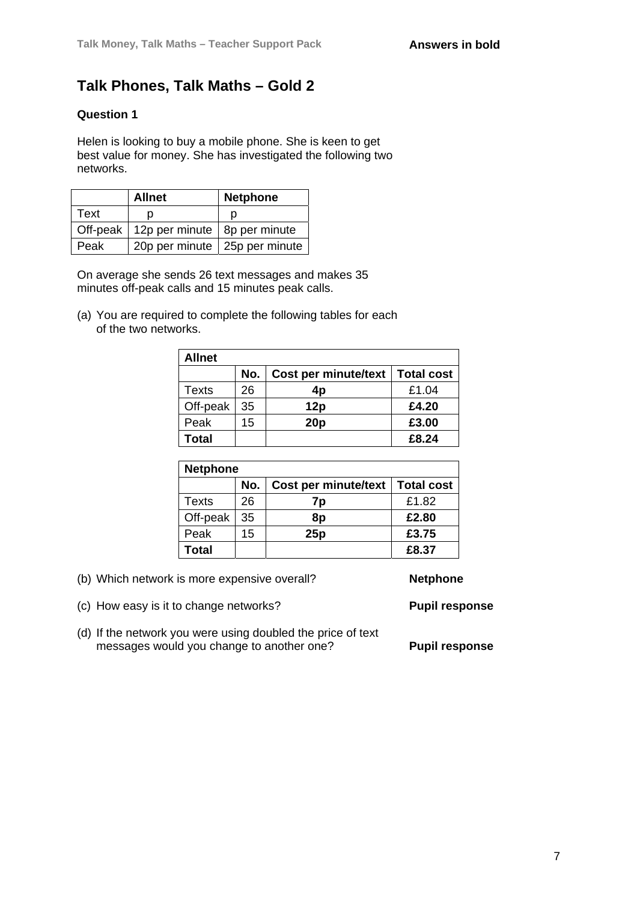**Answers in bold**

## Talk Phones, Talk Maths – Gold 2

### Question 1

Helen is looking to buy a mobile phone. She is keen to get best value for money. She has investigated the following two networks.

| | Allnet | Netphone |
|---|---|---|
| Text | p | p |
| Off-peak | 12p per minute | 8p per minute |
| Peak | 20p per minute | 25p per minute |

On average she sends 26 text messages and makes 35 minutes off-peak calls and 15 minutes peak calls.

(a) You are required to complete the following tables for each of the two networks.

| Allnet | | | |
|---|---|---|---|
| | No. | Cost per minute/text | Total cost |
| Texts | 26 | **4p** | £1.04 |
| Off-peak | 35 | **12p** | **£4.20** |
| Peak | 15 | **20p** | **£3.00** |
| **Total** | | | **£8.24** |

| Netphone | | | |
|---|---|---|---|
| | No. | Cost per minute/text | Total cost |
| Texts | 26 | **7p** | £1.82 |
| Off-peak | 35 | **8p** | **£2.80** |
| Peak | 15 | **25p** | **£3.75** |
| **Total** | | | **£8.37** |

(b) Which network is more expensive overall? **Netphone**

(c) How easy is it to change networks? **Pupil response**

(d) If the network you were using doubled the price of text messages would you change to another one? **Pupil response**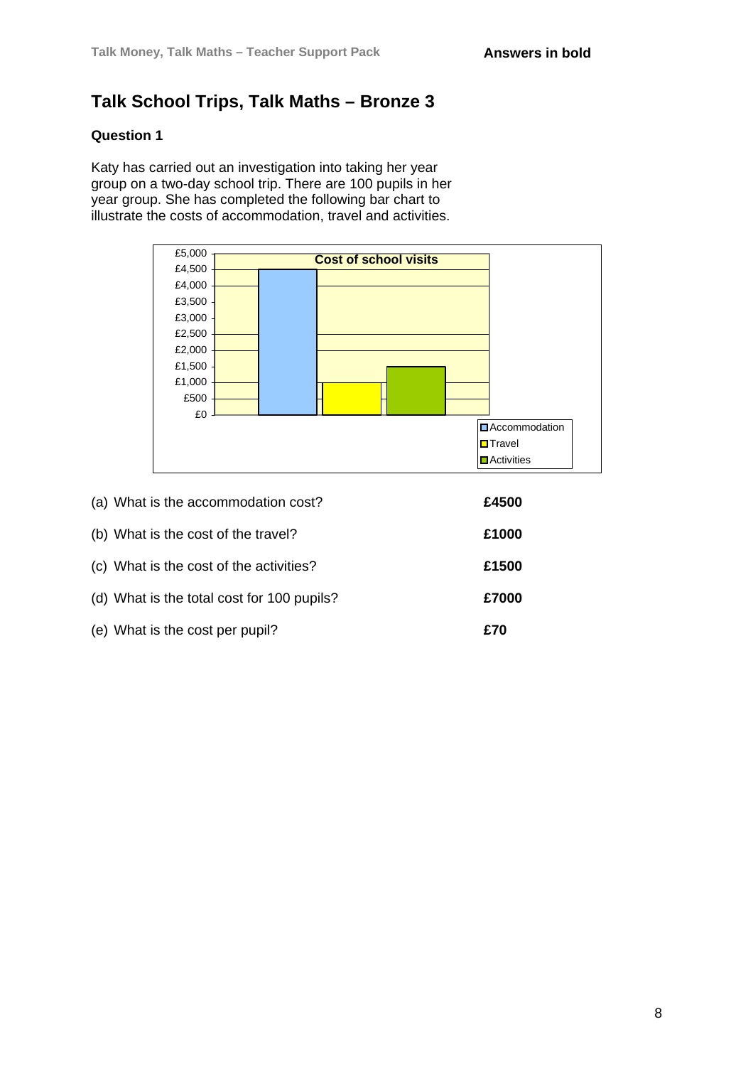Answers in bold

# Talk School Trips, Talk Maths – Bronze 3

### Question 1

Katy has carried out an investigation into taking her year group on a two-day school trip. There are 100 pupils in her year group. She has completed the following bar chart to illustrate the costs of accommodation, travel and activities.

**Cost of school visits**

| | Cost |
|---|---|
| Accommodation | £4,500 |
| Travel | £1,000 |
| Activities | £1,500 |

(a) What is the accommodation cost? **£4500**

(b) What is the cost of the travel? **£1000**

(c) What is the cost of the activities? **£1500**

(d) What is the total cost for 100 pupils? **£7000**

(e) What is the cost per pupil? **£70**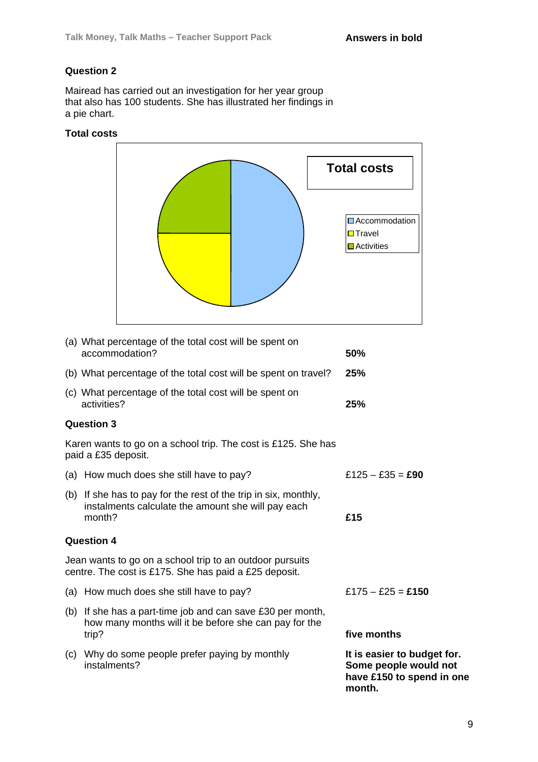**Answers in bold**

**Question 2**

Mairead has carried out an investigation for her year group that also has 100 students. She has illustrated her findings in a pie chart.

**Total costs**

(a) What percentage of the total cost will be spent on accommodation? **50%**

(b) What percentage of the total cost will be spent on travel? **25%**

(c) What percentage of the total cost will be spent on activities? **25%**

**Question 3**

Karen wants to go on a school trip. The cost is £125. She has paid a £35 deposit.

(a) How much does she still have to pay? £125 – £35 = **£90**

(b) If she has to pay for the rest of the trip in six, monthly, instalments calculate the amount she will pay each month? **£15**

**Question 4**

Jean wants to go on a school trip to an outdoor pursuits centre. The cost is £175. She has paid a £25 deposit.

(a) How much does she still have to pay? £175 – £25 = **£150**

(b) If she has a part-time job and can save £30 per month, how many months will it be before she can pay for the trip? **five months**

(c) Why do some people prefer paying by monthly instalments? **It is easier to budget for. Some people would not have £150 to spend in one month.**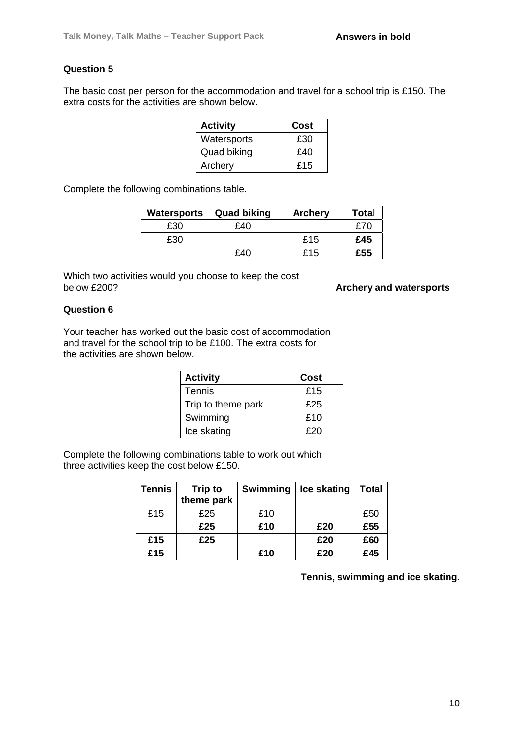**Answers in bold**

**Question 5**

The basic cost per person for the accommodation and travel for a school trip is £150. The extra costs for the activities are shown below.

| Activity | Cost |
|---|---|
| Watersports | £30 |
| Quad biking | £40 |
| Archery | £15 |

Complete the following combinations table.

| Watersports | Quad biking | Archery | Total |
|---|---|---|---|
| £30 | £40 | | £70 |
| £30 | | £15 | **£45** |
| | £40 | £15 | **£55** |

Which two activities would you choose to keep the cost below £200? **Archery and watersports**

**Question 6**

Your teacher has worked out the basic cost of accommodation and travel for the school trip to be £100. The extra costs for the activities are shown below.

| Activity | Cost |
|---|---|
| Tennis | £15 |
| Trip to theme park | £25 |
| Swimming | £10 |
| Ice skating | £20 |

Complete the following combinations table to work out which three activities keep the cost below £150.

| Tennis | Trip to theme park | Swimming | Ice skating | Total |
|---|---|---|---|---|
| £15 | £25 | £10 | | £50 |
| | **£25** | **£10** | **£20** | **£55** |
| **£15** | **£25** | | **£20** | **£60** |
| **£15** | | **£10** | **£20** | **£45** |

**Tennis, swimming and ice skating.**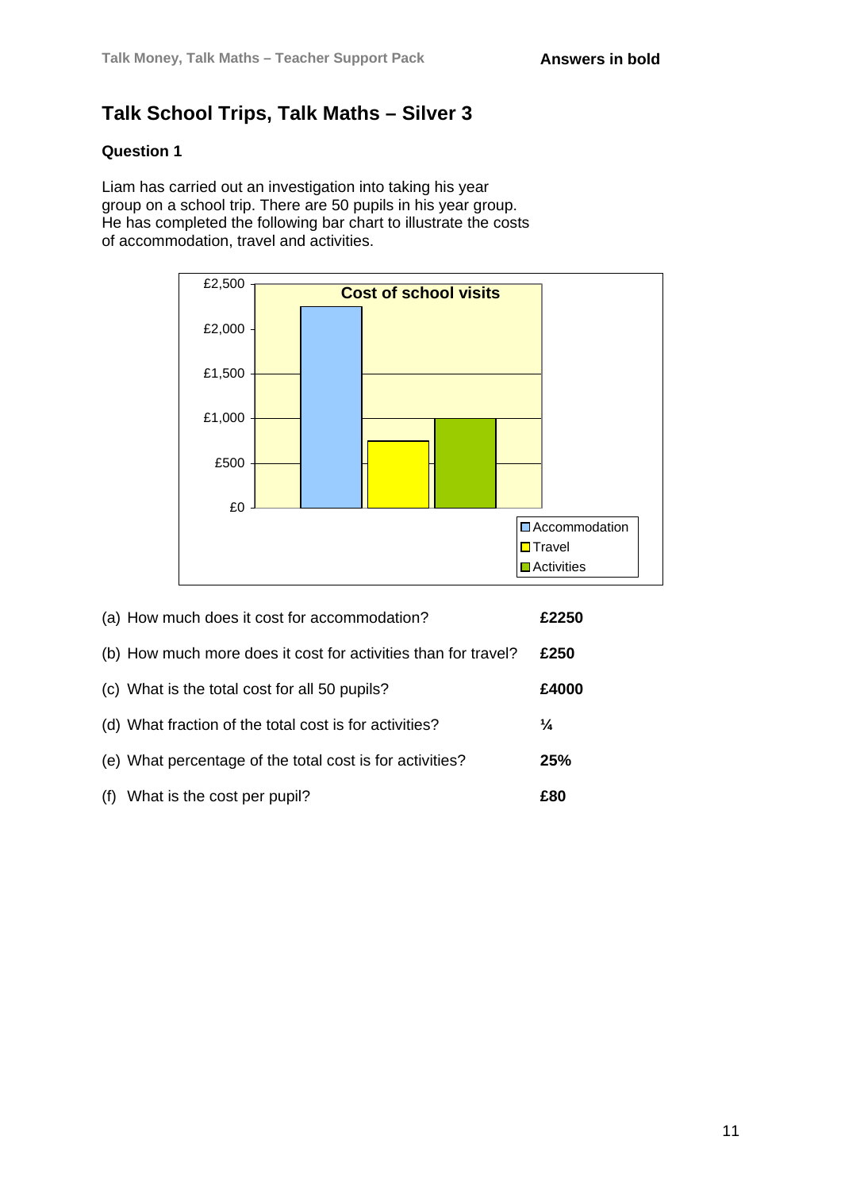## Talk School Trips, Talk Maths – Silver 3

### Question 1

Liam has carried out an investigation into taking his year group on a school trip. There are 50 pupils in his year group. He has completed the following bar chart to illustrate the costs of accommodation, travel and activities.

(a) How much does it cost for accommodation? **£2250**

(b) How much more does it cost for activities than for travel? **£250**

(c) What is the total cost for all 50 pupils? **£4000**

(d) What fraction of the total cost is for activities? **¼**

(e) What percentage of the total cost is for activities? **25%**

(f) What is the cost per pupil? **£80**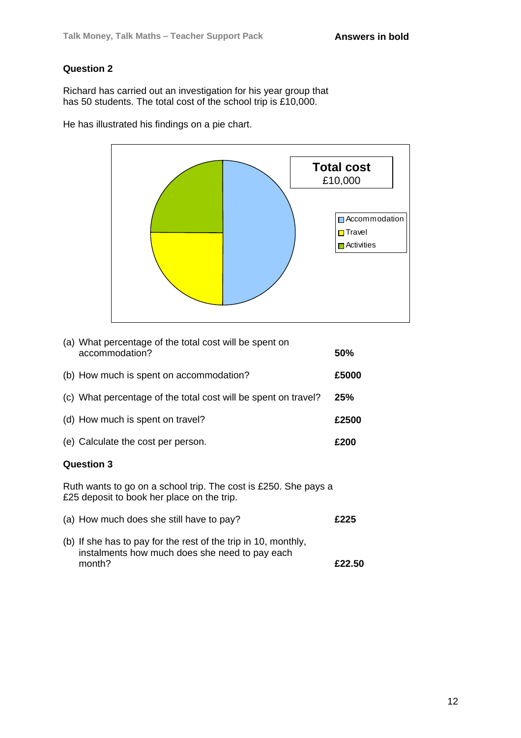## Question 2

Richard has carried out an investigation for his year group that has 50 students. The total cost of the school trip is £10,000.

He has illustrated his findings on a pie chart.

**Total cost**
£10,000

- Accommodation
- Travel
- Activities

(a) What percentage of the total cost will be spent on accommodation? **50%**

(b) How much is spent on accommodation? **£5000**

(c) What percentage of the total cost will be spent on travel? **25%**

(d) How much is spent on travel? **£2500**

(e) Calculate the cost per person. **£200**

## Question 3

Ruth wants to go on a school trip. The cost is £250. She pays a £25 deposit to book her place on the trip.

(a) How much does she still have to pay? **£225**

(b) If she has to pay for the rest of the trip in 10, monthly, instalments how much does she need to pay each month? **£22.50**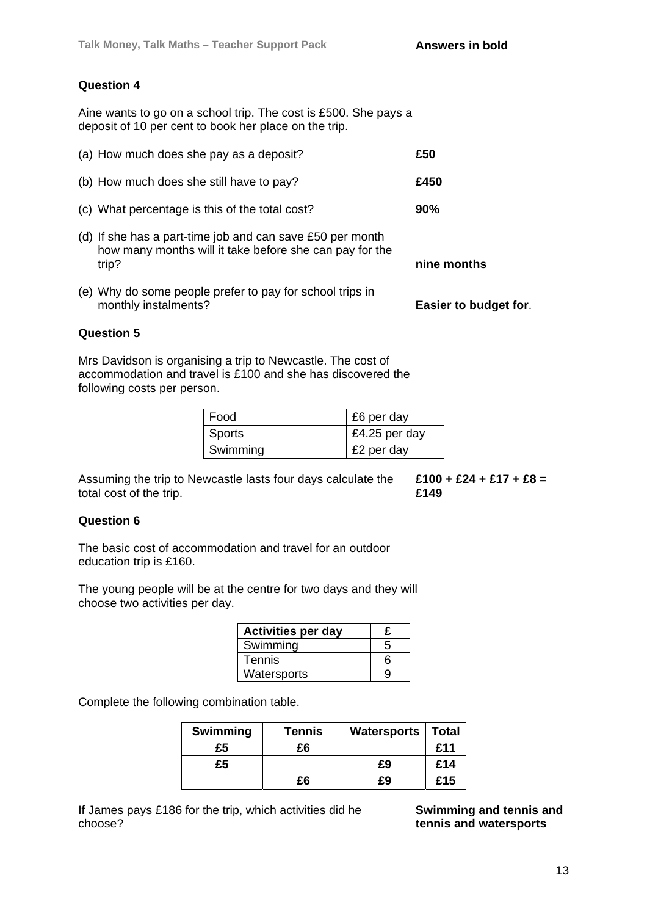Answers in bold

### Question 4

Aine wants to go on a school trip. The cost is £500. She pays a deposit of 10 per cent to book her place on the trip.

(a) How much does she pay as a deposit? **£50**

(b) How much does she still have to pay? **£450**

(c) What percentage is this of the total cost? **90%**

(d) If she has a part-time job and can save £50 per month how many months will it take before she can pay for the trip? **nine months**

(e) Why do some people prefer to pay for school trips in monthly instalments? **Easier to budget for**.

### Question 5

Mrs Davidson is organising a trip to Newcastle. The cost of accommodation and travel is £100 and she has discovered the following costs per person.

| Food | £6 per day |
|---|---|
| Sports | £4.25 per day |
| Swimming | £2 per day |

Assuming the trip to Newcastle lasts four days calculate the total cost of the trip. **£100 + £24 + £17 + £8 = £149**

### Question 6

The basic cost of accommodation and travel for an outdoor education trip is £160.

The young people will be at the centre for two days and they will choose two activities per day.

| Activities per day | £ |
|---|---|
| Swimming | 5 |
| Tennis | 6 |
| Watersports | 9 |

Complete the following combination table.

| Swimming | Tennis | Watersports | Total |
|---|---|---|---|
| **£5** | **£6** | | **£11** |
| **£5** | | **£9** | **£14** |
| | **£6** | **£9** | **£15** |

If James pays £186 for the trip, which activities did he choose? **Swimming and tennis and tennis and watersports**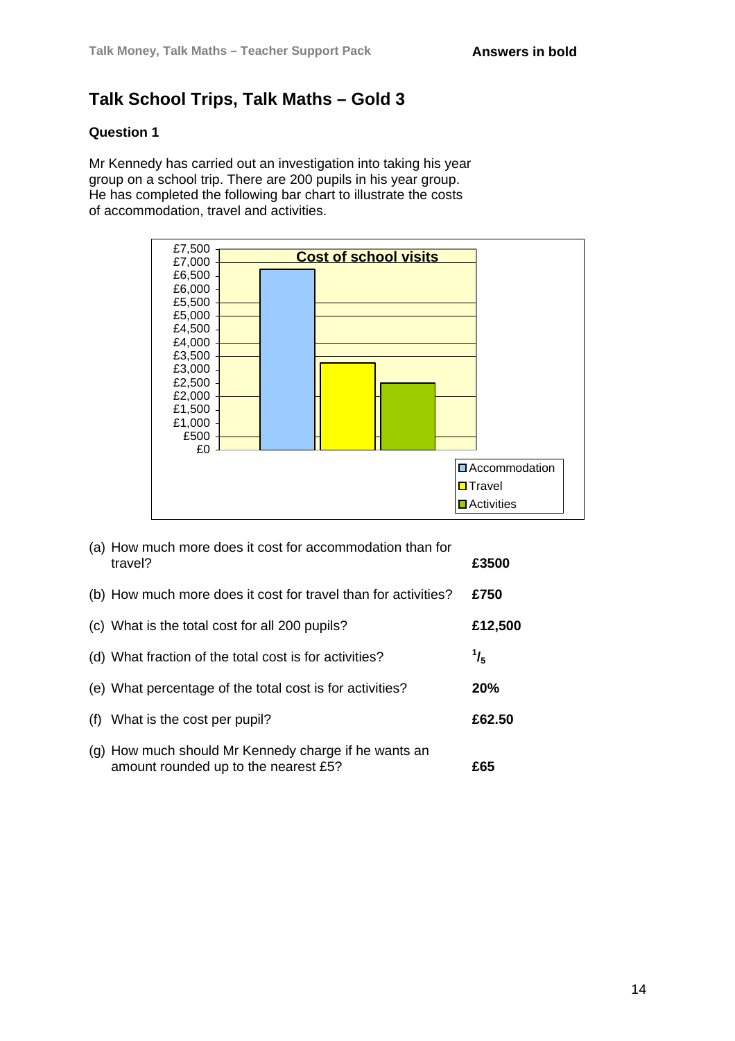**Answers in bold**

## Talk School Trips, Talk Maths – Gold 3

### Question 1

Mr Kennedy has carried out an investigation into taking his year group on a school trip. There are 200 pupils in his year group. He has completed the following bar chart to illustrate the costs of accommodation, travel and activities.

**Cost of school visits**

(Bar chart: y-axis from £0 to £7,500 in steps of £500. Bars: Accommodation, Travel, Activities.)

(a) How much more does it cost for accommodation than for travel? **£3500**

(b) How much more does it cost for travel than for activities? **£750**

(c) What is the total cost for all 200 pupils? **£12,500**

(d) What fraction of the total cost is for activities? $\mathbf{^1/_5}$

(e) What percentage of the total cost is for activities? **20%**

(f) What is the cost per pupil? **£62.50**

(g) How much should Mr Kennedy charge if he wants an amount rounded up to the nearest £5? **£65**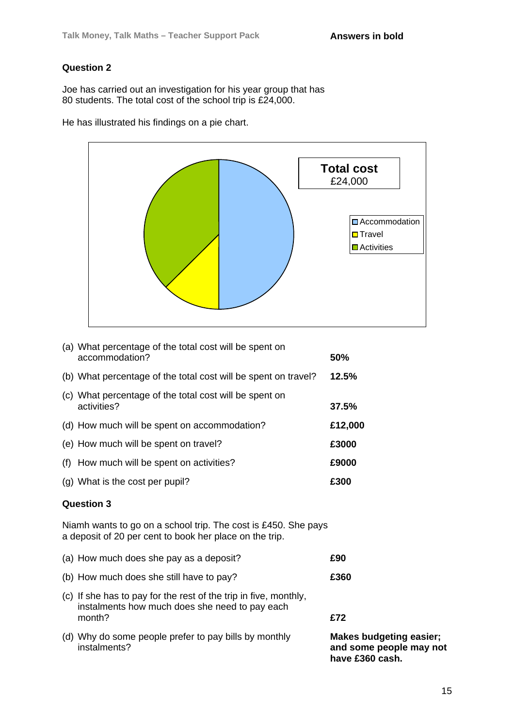**Answers in bold**

## Question 2

Joe has carried out an investigation for his year group that has 80 students. The total cost of the school trip is £24,000.

He has illustrated his findings on a pie chart.

**Total cost**
£24,000

- Accommodation
- Travel
- Activities

(a) What percentage of the total cost will be spent on accommodation? **50%**

(b) What percentage of the total cost will be spent on travel? **12.5%**

(c) What percentage of the total cost will be spent on activities? **37.5%**

(d) How much will be spent on accommodation? **£12,000**

(e) How much will be spent on travel? **£3000**

(f) How much will be spent on activities? **£9000**

(g) What is the cost per pupil? **£300**

## Question 3

Niamh wants to go on a school trip. The cost is £450. She pays a deposit of 20 per cent to book her place on the trip.

(a) How much does she pay as a deposit? **£90**

(b) How much does she still have to pay? **£360**

(c) If she has to pay for the rest of the trip in five, monthly, instalments how much does she need to pay each month? **£72**

(d) Why do some people prefer to pay bills by monthly instalments? **Makes budgeting easier; and some people may not have £360 cash.**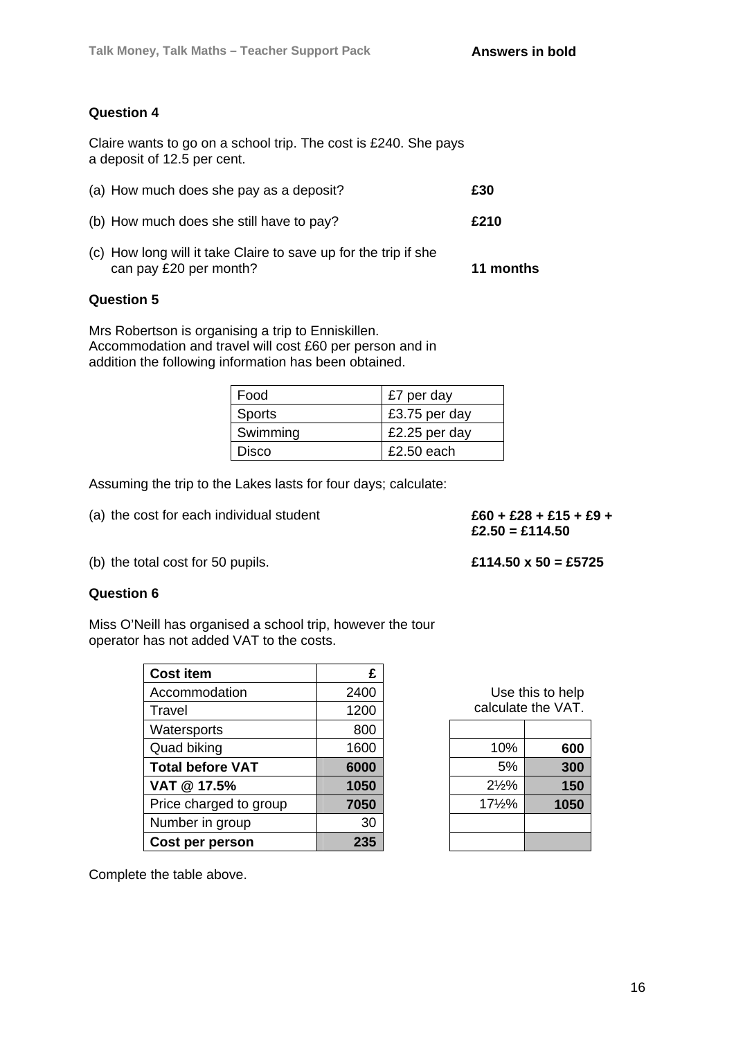**Answers in bold**

**Question 4**

Claire wants to go on a school trip. The cost is £240. She pays a deposit of 12.5 per cent.

(a) How much does she pay as a deposit? **£30**

(b) How much does she still have to pay? **£210**

(c) How long will it take Claire to save up for the trip if she can pay £20 per month? **11 months**

**Question 5**

Mrs Robertson is organising a trip to Enniskillen. Accommodation and travel will cost £60 per person and in addition the following information has been obtained.

| Food | £7 per day |
|---|---|
| Sports | £3.75 per day |
| Swimming | £2.25 per day |
| Disco | £2.50 each |

Assuming the trip to the Lakes lasts for four days; calculate:

(a) the cost for each individual student **£60 + £28 + £15 + £9 + £2.50 = £114.50**

(b) the total cost for 50 pupils. **£114.50 x 50 = £5725**

**Question 6**

Miss O'Neill has organised a school trip, however the tour operator has not added VAT to the costs.

| **Cost item** | **£** |
|---|---|
| Accommodation | 2400 |
| Travel | 1200 |
| Watersports | 800 |
| Quad biking | 1600 |
| **Total before VAT** | **6000** |
| **VAT @ 17.5%** | **1050** |
| Price charged to group | **7050** |
| Number in group | 30 |
| **Cost per person** | **235** |

Use this to help calculate the VAT.

| | |
|---|---|
| 10% | **600** |
| 5% | **300** |
| 2½% | **150** |
| 17½% | **1050** |
| | |
| | |

Complete the table above.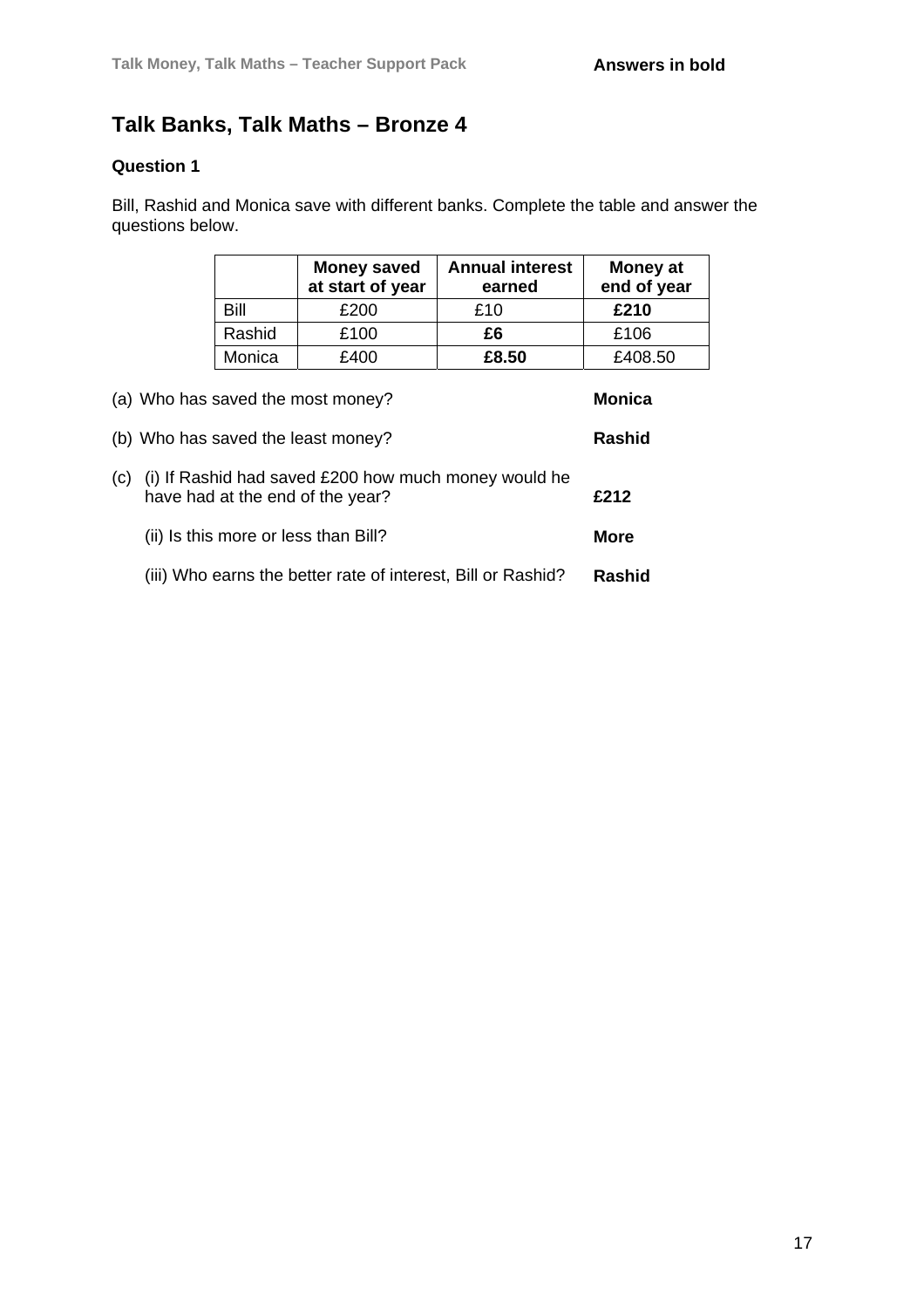**Answers in bold**

# Talk Banks, Talk Maths – Bronze 4

### Question 1

Bill, Rashid and Monica save with different banks. Complete the table and answer the questions below.

| | Money saved at start of year | Annual interest earned | Money at end of year |
|---|---|---|---|
| Bill | £200 | £10 | **£210** |
| Rashid | £100 | **£6** | £106 |
| Monica | £400 | **£8.50** | £408.50 |

(a) Who has saved the most money? **Monica**

(b) Who has saved the least money? **Rashid**

(c) (i) If Rashid had saved £200 how much money would he have had at the end of the year? **£212**

(ii) Is this more or less than Bill? **More**

(iii) Who earns the better rate of interest, Bill or Rashid? **Rashid**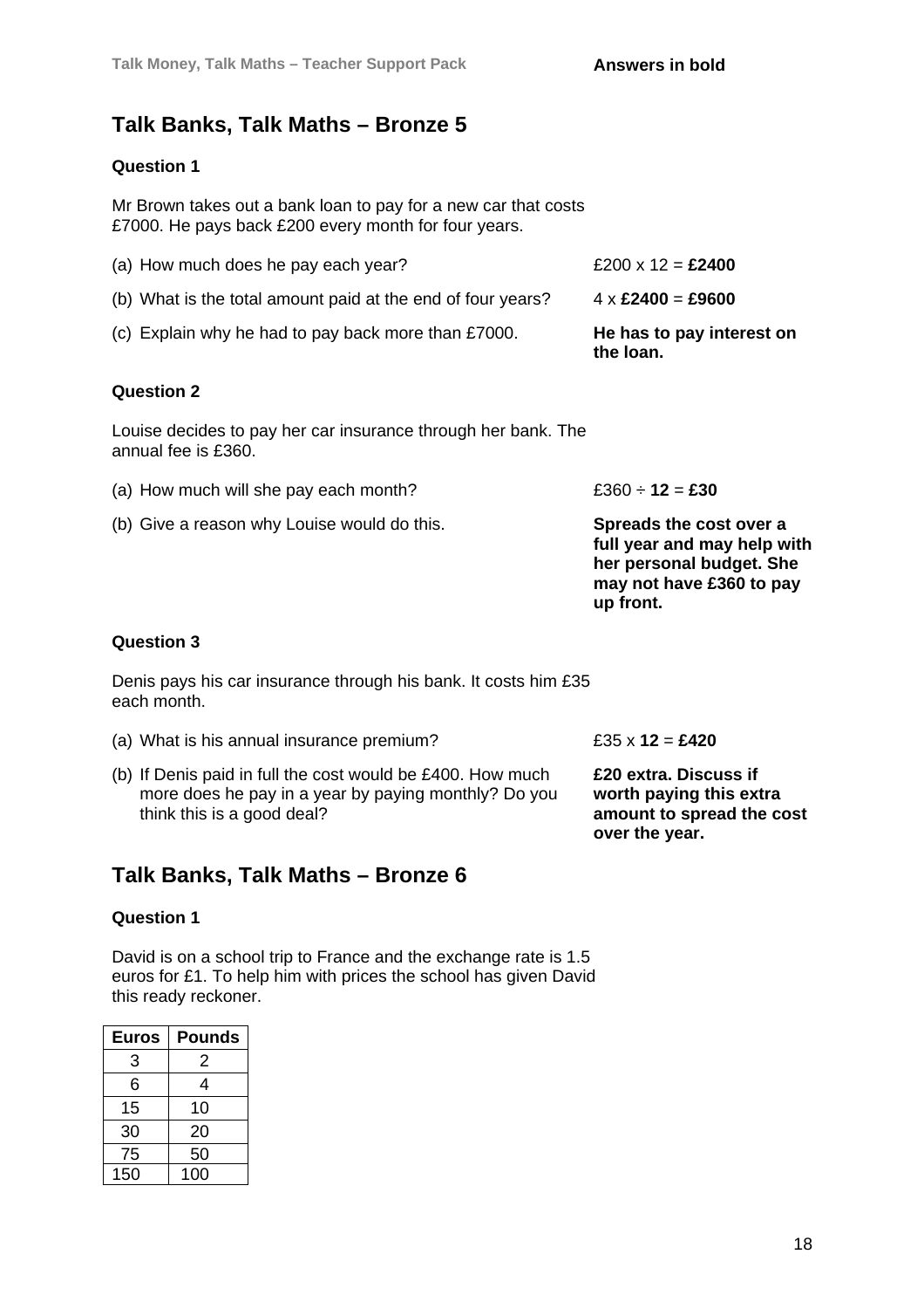Answers in bold

## Talk Banks, Talk Maths – Bronze 5

**Question 1**

Mr Brown takes out a bank loan to pay for a new car that costs £7000. He pays back £200 every month for four years.

(a) How much does he pay each year? — £200 x 12 = **£2400**

(b) What is the total amount paid at the end of four years? — 4 x **£2400** = **£9600**

(c) Explain why he had to pay back more than £7000. — **He has to pay interest on the loan.**

**Question 2**

Louise decides to pay her car insurance through her bank. The annual fee is £360.

(a) How much will she pay each month? — £360 ÷ **12** = **£30**

(b) Give a reason why Louise would do this. — **Spreads the cost over a full year and may help with her personal budget. She may not have £360 to pay up front.**

**Question 3**

Denis pays his car insurance through his bank. It costs him £35 each month.

(a) What is his annual insurance premium? — £35 x **12** = **£420**

(b) If Denis paid in full the cost would be £400. How much more does he pay in a year by paying monthly? Do you think this is a good deal? — **£20 extra. Discuss if worth paying this extra amount to spread the cost over the year.**

## Talk Banks, Talk Maths – Bronze 6

**Question 1**

David is on a school trip to France and the exchange rate is 1.5 euros for £1. To help him with prices the school has given David this ready reckoner.

| Euros | Pounds |
|---|---|
| 3 | 2 |
| 6 | 4 |
| 15 | 10 |
| 30 | 20 |
| 75 | 50 |
| 150 | 100 |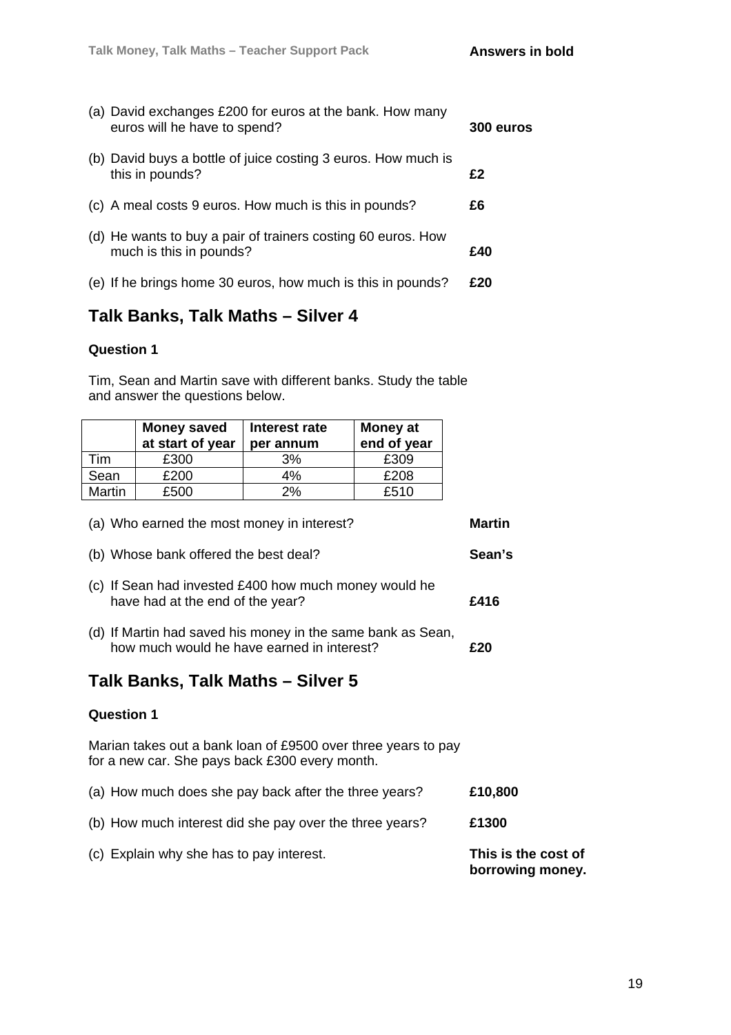(a) David exchanges £200 for euros at the bank. How many euros will he have to spend? **300 euros**

(b) David buys a bottle of juice costing 3 euros. How much is this in pounds? **£2**

(c) A meal costs 9 euros. How much is this in pounds? **£6**

(d) He wants to buy a pair of trainers costing 60 euros. How much is this in pounds? **£40**

(e) If he brings home 30 euros, how much is this in pounds? **£20**

## Talk Banks, Talk Maths – Silver 4

**Question 1**

Tim, Sean and Martin save with different banks. Study the table and answer the questions below.

| | **Money saved at start of year** | **Interest rate per annum** | **Money at end of year** |
|---|---|---|---|
| Tim | £300 | 3% | £309 |
| Sean | £200 | 4% | £208 |
| Martin | £500 | 2% | £510 |

(a) Who earned the most money in interest? **Martin**

(b) Whose bank offered the best deal? **Sean's**

(c) If Sean had invested £400 how much money would he have had at the end of the year? **£416**

(d) If Martin had saved his money in the same bank as Sean, how much would he have earned in interest? **£20**

## Talk Banks, Talk Maths – Silver 5

**Question 1**

Marian takes out a bank loan of £9500 over three years to pay for a new car. She pays back £300 every month.

(a) How much does she pay back after the three years? **£10,800**

(b) How much interest did she pay over the three years? **£1300**

(c) Explain why she has to pay interest. **This is the cost of borrowing money.**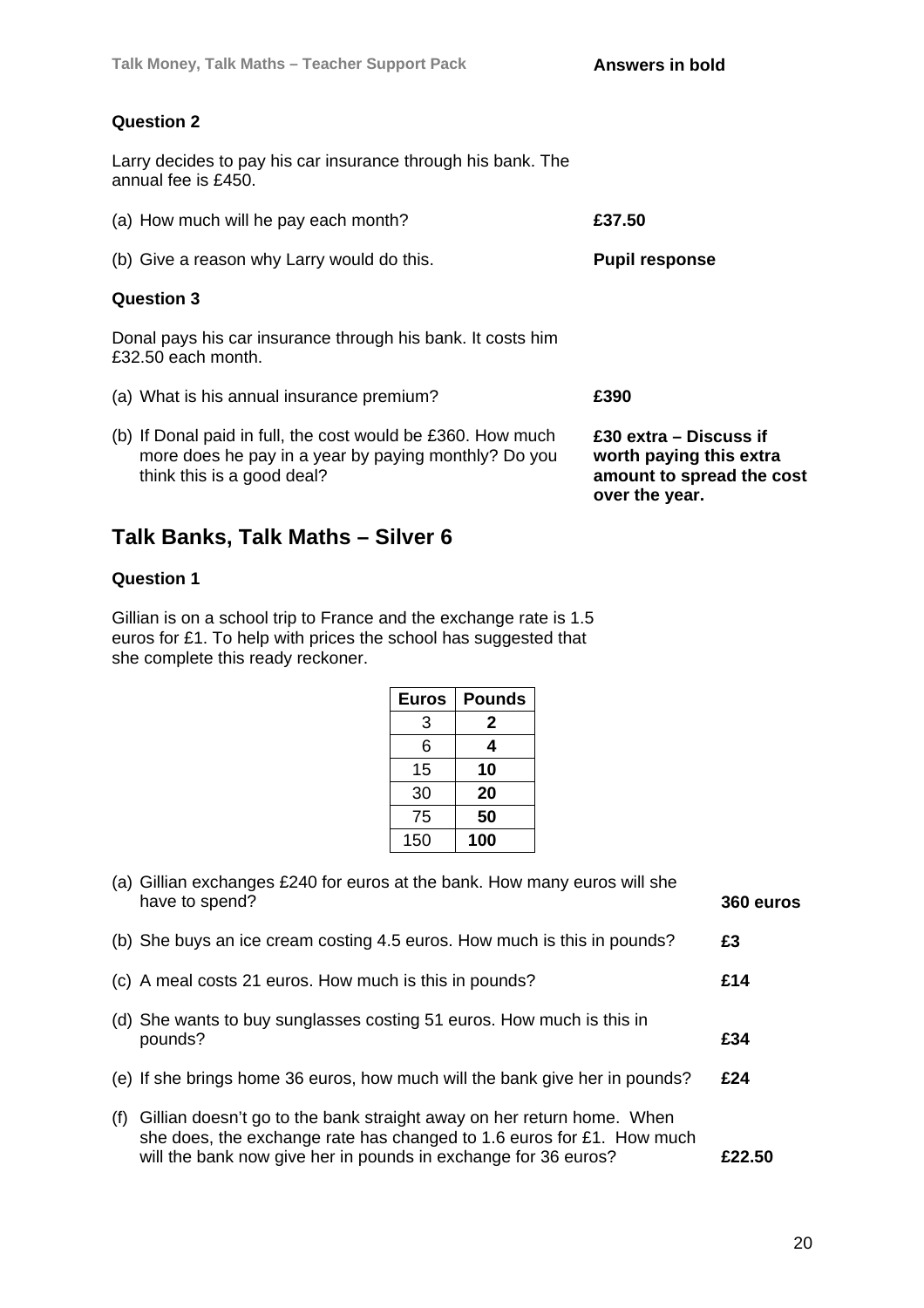**Question 2**

Larry decides to pay his car insurance through his bank. The annual fee is £450.

(a) How much will he pay each month? **£37.50**

(b) Give a reason why Larry would do this. **Pupil response**

**Question 3**

Donal pays his car insurance through his bank. It costs him £32.50 each month.

(a) What is his annual insurance premium? **£390**

(b) If Donal paid in full, the cost would be £360. How much more does he pay in a year by paying monthly? Do you think this is a good deal? **£30 extra – Discuss if worth paying this extra amount to spread the cost over the year.**

## Talk Banks, Talk Maths – Silver 6

**Question 1**

Gillian is on a school trip to France and the exchange rate is 1.5 euros for £1. To help with prices the school has suggested that she complete this ready reckoner.

| Euros | Pounds |
|---|---|
| 3 | **2** |
| 6 | **4** |
| 15 | **10** |
| 30 | **20** |
| 75 | **50** |
| 150 | **100** |

(a) Gillian exchanges £240 for euros at the bank. How many euros will she have to spend? **360 euros**

(b) She buys an ice cream costing 4.5 euros. How much is this in pounds? **£3**

(c) A meal costs 21 euros. How much is this in pounds? **£14**

(d) She wants to buy sunglasses costing 51 euros. How much is this in pounds? **£34**

(e) If she brings home 36 euros, how much will the bank give her in pounds? **£24**

(f) Gillian doesn't go to the bank straight away on her return home. When she does, the exchange rate has changed to 1.6 euros for £1. How much will the bank now give her in pounds in exchange for 36 euros? **£22.50**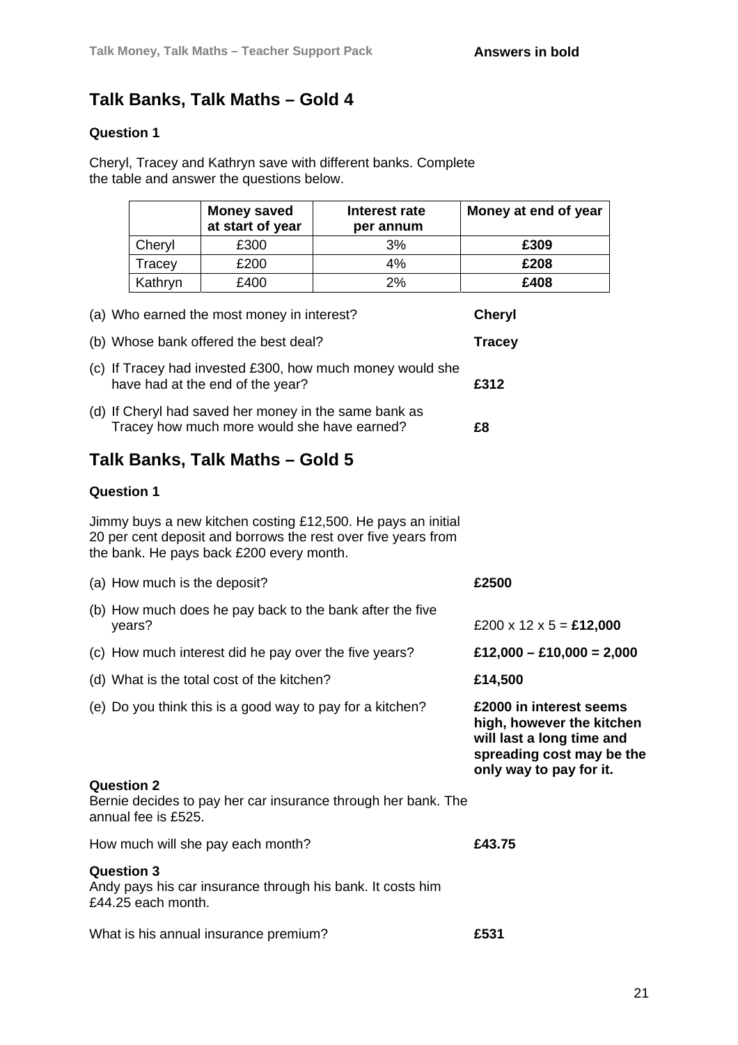Answers in bold

## Talk Banks, Talk Maths – Gold 4

### Question 1

Cheryl, Tracey and Kathryn save with different banks. Complete the table and answer the questions below.

| | Money saved at start of year | Interest rate per annum | Money at end of year |
|---|---|---|---|
| Cheryl | £300 | 3% | **£309** |
| Tracey | £200 | 4% | **£208** |
| Kathryn | £400 | 2% | **£408** |

(a) Who earned the most money in interest? **Cheryl**

(b) Whose bank offered the best deal? **Tracey**

(c) If Tracey had invested £300, how much money would she have had at the end of the year? **£312**

(d) If Cheryl had saved her money in the same bank as Tracey how much more would she have earned? **£8**

## Talk Banks, Talk Maths – Gold 5

### Question 1

Jimmy buys a new kitchen costing £12,500. He pays an initial 20 per cent deposit and borrows the rest over five years from the bank. He pays back £200 every month.

(a) How much is the deposit? **£2500**

(b) How much does he pay back to the bank after the five years? £200 x 12 x 5 = **£12,000**

(c) How much interest did he pay over the five years? **£12,000 – £10,000 = 2,000**

(d) What is the total cost of the kitchen? **£14,500**

(e) Do you think this is a good way to pay for a kitchen? **£2000 in interest seems high, however the kitchen will last a long time and spreading cost may be the only way to pay for it.**

### Question 2

Bernie decides to pay her car insurance through her bank. The annual fee is £525.

How much will she pay each month? **£43.75**

### Question 3

Andy pays his car insurance through his bank. It costs him £44.25 each month.

What is his annual insurance premium? **£531**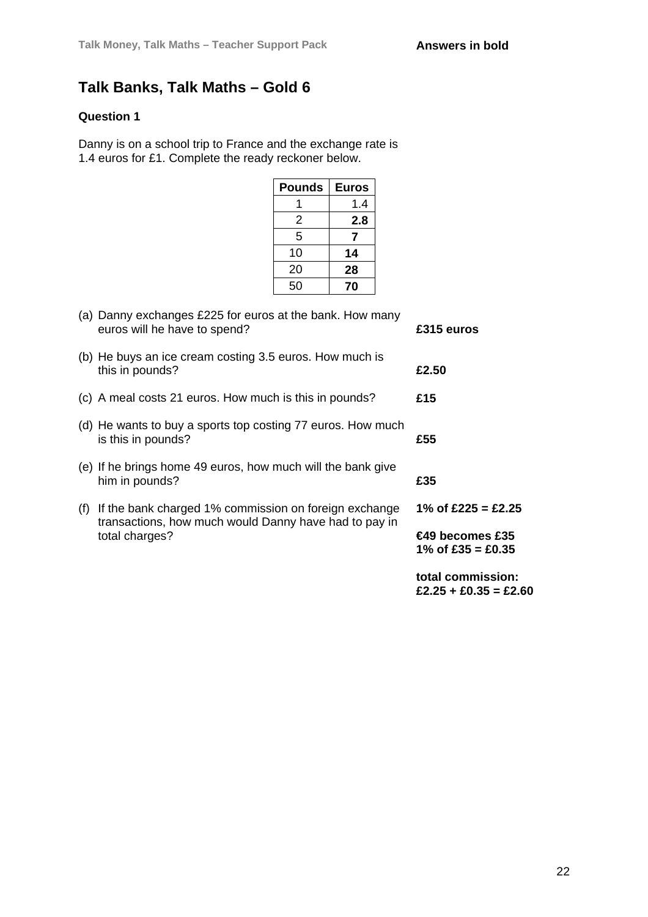**Answers in bold**

## Talk Banks, Talk Maths – Gold 6

### Question 1

Danny is on a school trip to France and the exchange rate is 1.4 euros for £1. Complete the ready reckoner below.

| Pounds | Euros |
|---|---|
| 1 | 1.4 |
| 2 | **2.8** |
| 5 | **7** |
| 10 | **14** |
| 20 | **28** |
| 50 | **70** |

(a) Danny exchanges £225 for euros at the bank. How many euros will he have to spend? **£315 euros**

(b) He buys an ice cream costing 3.5 euros. How much is this in pounds? **£2.50**

(c) A meal costs 21 euros. How much is this in pounds? **£15**

(d) He wants to buy a sports top costing 77 euros. How much is this in pounds? **£55**

(e) If he brings home 49 euros, how much will the bank give him in pounds? **£35**

(f) If the bank charged 1% commission on foreign exchange transactions, how much would Danny have had to pay in total charges?

**1% of £225 = £2.25**

**€49 becomes £35**
**1% of £35 = £0.35**

**total commission:**
**£2.25 + £0.35 = £2.60**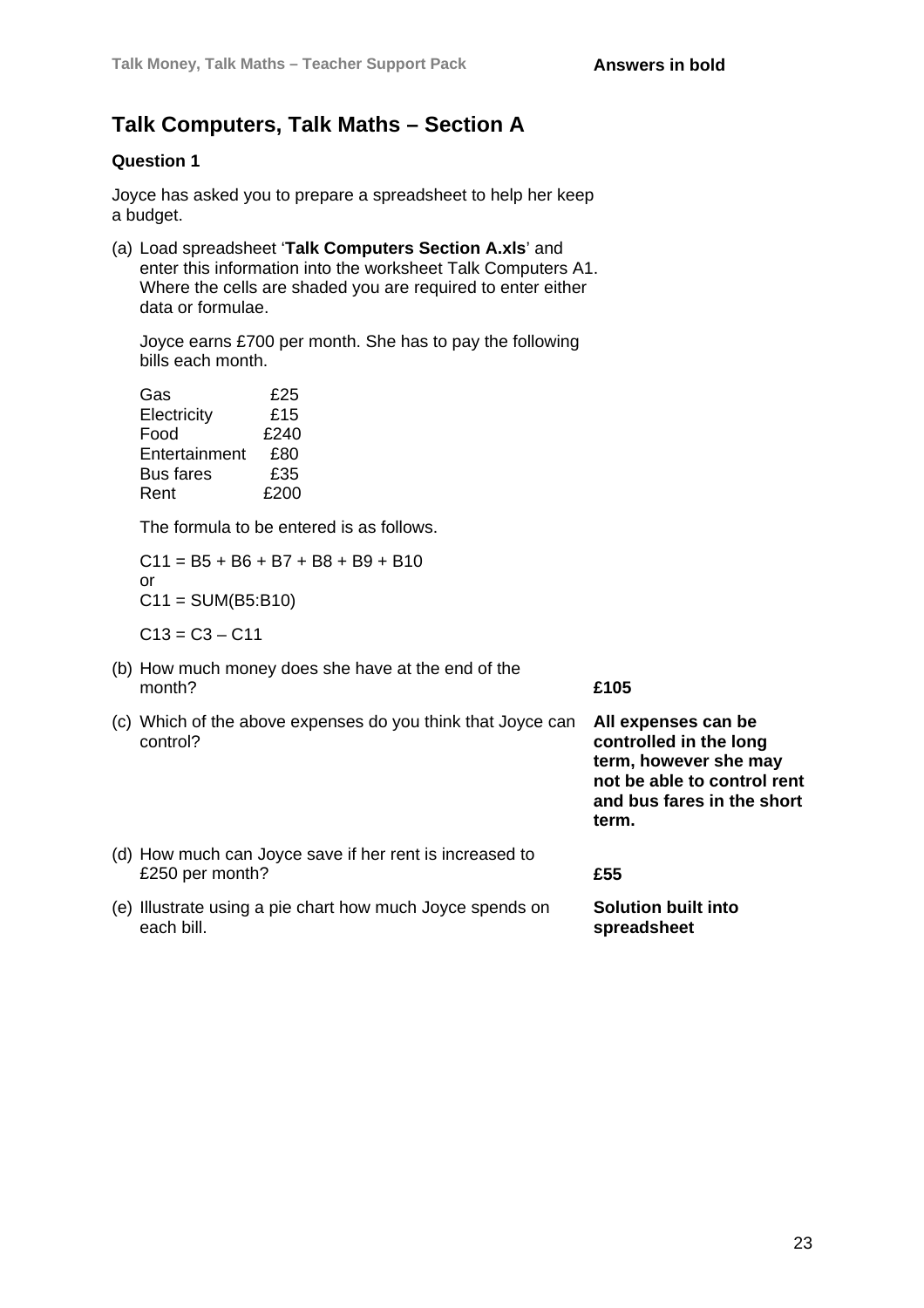**Answers in bold**

## Talk Computers, Talk Maths – Section A

### Question 1

Joyce has asked you to prepare a spreadsheet to help her keep a budget.

(a) Load spreadsheet '**Talk Computers Section A.xls**' and enter this information into the worksheet Talk Computers A1. Where the cells are shaded you are required to enter either data or formulae.

Joyce earns £700 per month. She has to pay the following bills each month.

| | |
|---|---|
| Gas | £25 |
| Electricity | £15 |
| Food | £240 |
| Entertainment | £80 |
| Bus fares | £35 |
| Rent | £200 |

The formula to be entered is as follows.

C11 = B5 + B6 + B7 + B8 + B9 + B10
or
C11 = SUM(B5:B10)

C13 = C3 – C11

(b) How much money does she have at the end of the month? **£105**

(c) Which of the above expenses do you think that Joyce can control? **All expenses can be controlled in the long term, however she may not be able to control rent and bus fares in the short term.**

(d) How much can Joyce save if her rent is increased to £250 per month? **£55**

(e) Illustrate using a pie chart how much Joyce spends on each bill. **Solution built into spreadsheet**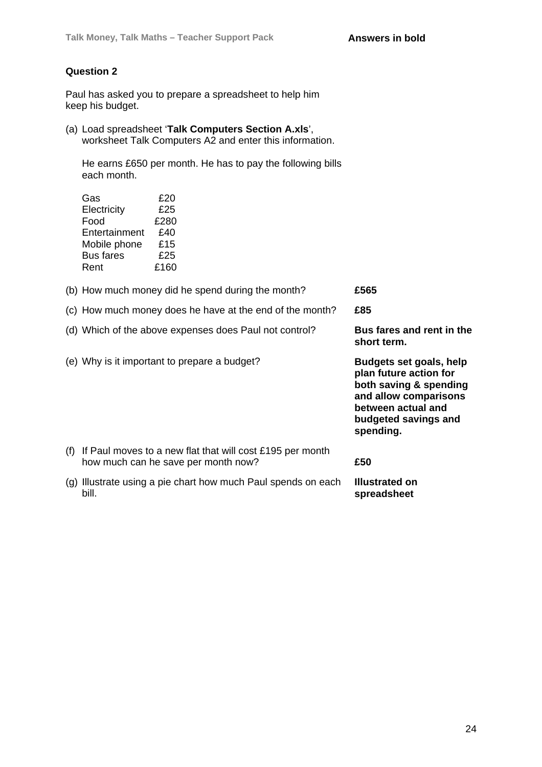**Answers in bold**

**Question 2**

Paul has asked you to prepare a spreadsheet to help him keep his budget.

(a) Load spreadsheet '**Talk Computers Section A.xls**', worksheet Talk Computers A2 and enter this information.

He earns £650 per month. He has to pay the following bills each month.

| | |
|---|---|
| Gas | £20 |
| Electricity | £25 |
| Food | £280 |
| Entertainment | £40 |
| Mobile phone | £15 |
| Bus fares | £25 |
| Rent | £160 |

(b) How much money did he spend during the month? **£565**

(c) How much money does he have at the end of the month? **£85**

(d) Which of the above expenses does Paul not control? **Bus fares and rent in the short term.**

(e) Why is it important to prepare a budget? **Budgets set goals, help plan future action for both saving & spending and allow comparisons between actual and budgeted savings and spending.**

(f) If Paul moves to a new flat that will cost £195 per month how much can he save per month now? **£50**

(g) Illustrate using a pie chart how much Paul spends on each bill. **Illustrated on spreadsheet**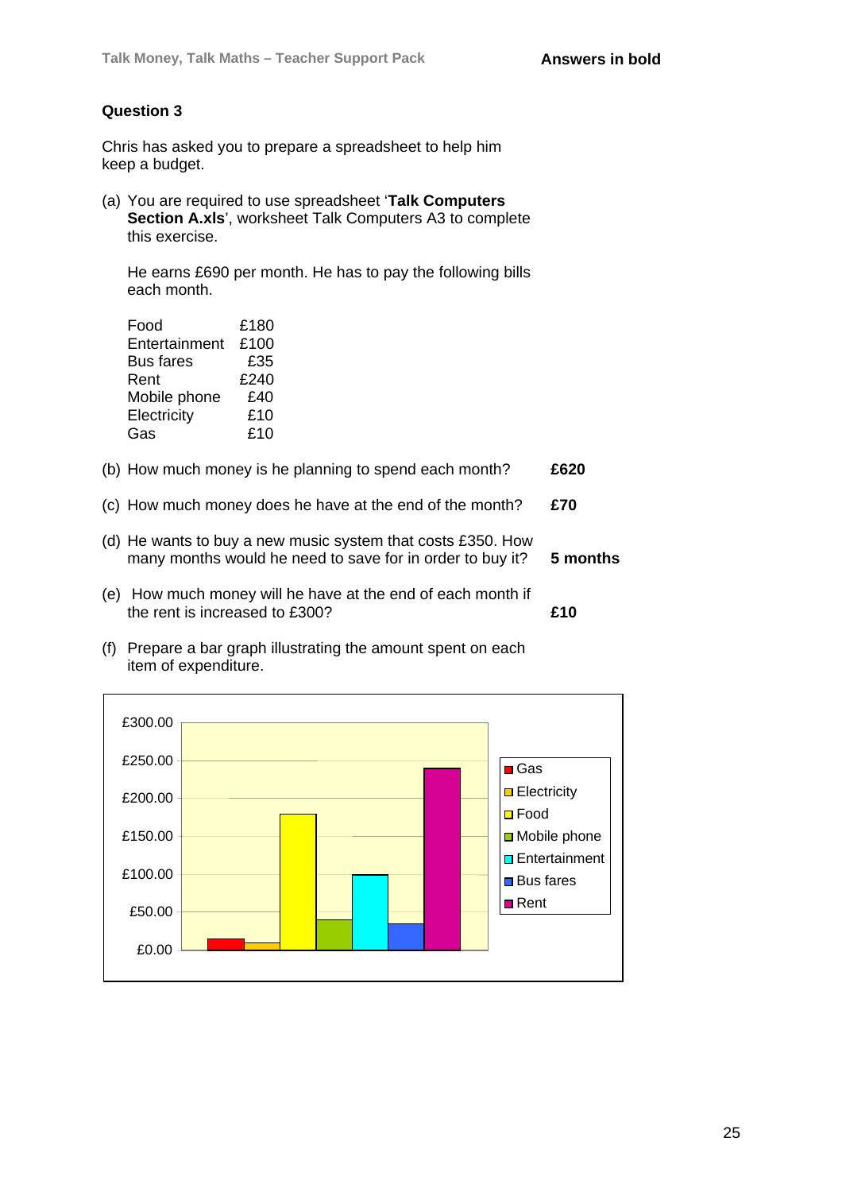**Answers in bold**

### Question 3

Chris has asked you to prepare a spreadsheet to help him keep a budget.

(a) You are required to use spreadsheet '**Talk Computers Section A.xls**', worksheet Talk Computers A3 to complete this exercise.

He earns £690 per month. He has to pay the following bills each month.

| | |
|---|---|
| Food | £180 |
| Entertainment | £100 |
| Bus fares | £35 |
| Rent | £240 |
| Mobile phone | £40 |
| Electricity | £10 |
| Gas | £10 |

(b) How much money is he planning to spend each month? **£620**

(c) How much money does he have at the end of the month? **£70**

(d) He wants to buy a new music system that costs £350. How many months would he need to save for in order to buy it? **5 months**

(e) How much money will he have at the end of each month if the rent is increased to £300? **£10**

(f) Prepare a bar graph illustrating the amount spent on each item of expenditure.

Chart values: Gas £10, Electricity £10, Food £180, Mobile phone £40, Entertainment £100, Bus fares £35, Rent £240. Vertical axis: £0.00 to £300.00 in steps of £50.00.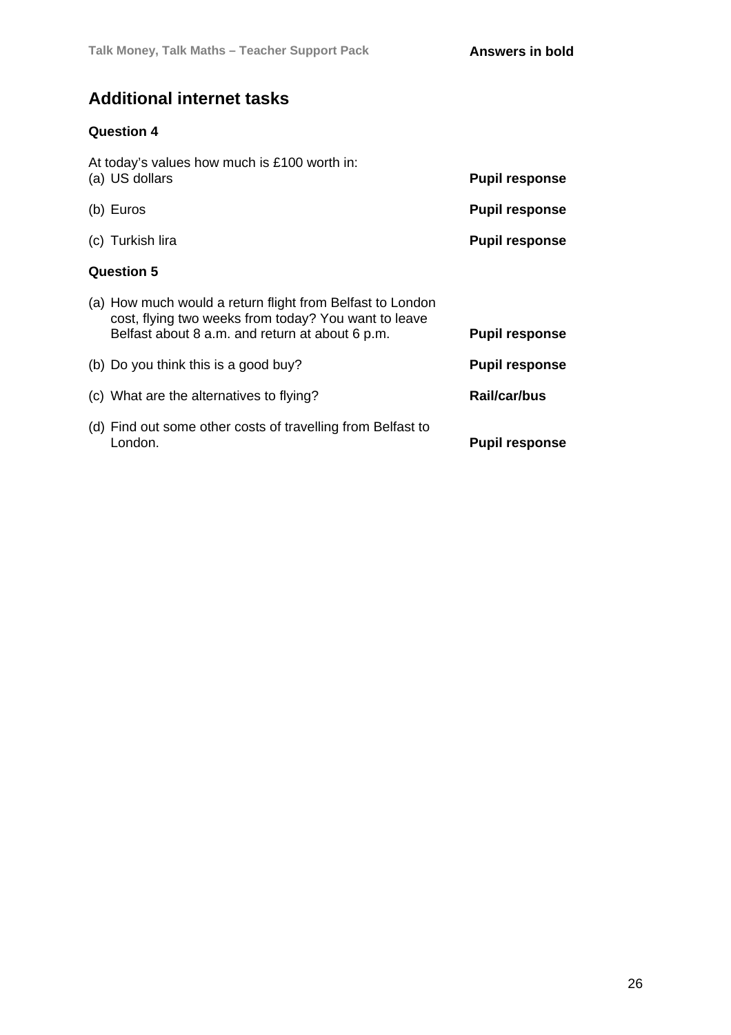## Additional internet tasks

**Question 4**

At today's values how much is £100 worth in:

| | |
|---|---|
| (a) US dollars | **Pupil response** |
| (b) Euros | **Pupil response** |
| (c) Turkish lira | **Pupil response** |

**Question 5**

| | |
|---|---|
| (a) How much would a return flight from Belfast to London cost, flying two weeks from today? You want to leave Belfast about 8 a.m. and return at about 6 p.m. | **Pupil response** |
| (b) Do you think this is a good buy? | **Pupil response** |
| (c) What are the alternatives to flying? | **Rail/car/bus** |
| (d) Find out some other costs of travelling from Belfast to London. | **Pupil response** |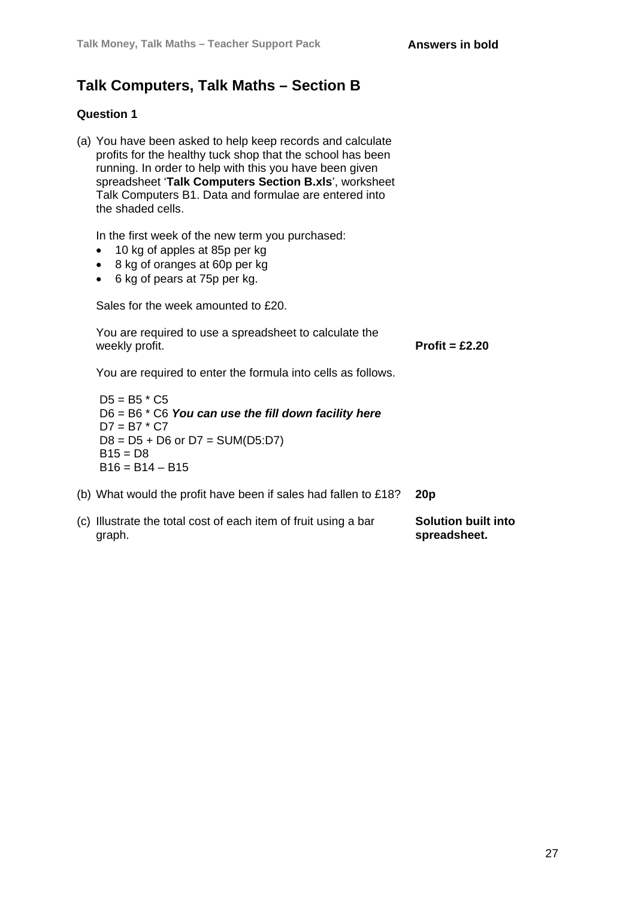**Answers in bold**

## Talk Computers, Talk Maths – Section B

### Question 1

(a) You have been asked to help keep records and calculate profits for the healthy tuck shop that the school has been running. In order to help with this you have been given spreadsheet '**Talk Computers Section B.xls**', worksheet Talk Computers B1. Data and formulae are entered into the shaded cells.

In the first week of the new term you purchased:

- 10 kg of apples at 85p per kg
- 8 kg of oranges at 60p per kg
- 6 kg of pears at 75p per kg.

Sales for the week amounted to £20.

You are required to use a spreadsheet to calculate the weekly profit. **Profit = £2.20**

You are required to enter the formula into cells as follows.

D5 = B5 * C5
D6 = B6 * C6 ***You can use the fill down facility here***
D7 = B7 * C7
D8 = D5 + D6 or D7 = SUM(D5:D7)
B15 = D8
B16 = B14 – B15

(b) What would the profit have been if sales had fallen to £18? **20p**

(c) Illustrate the total cost of each item of fruit using a bar graph. **Solution built into spreadsheet.**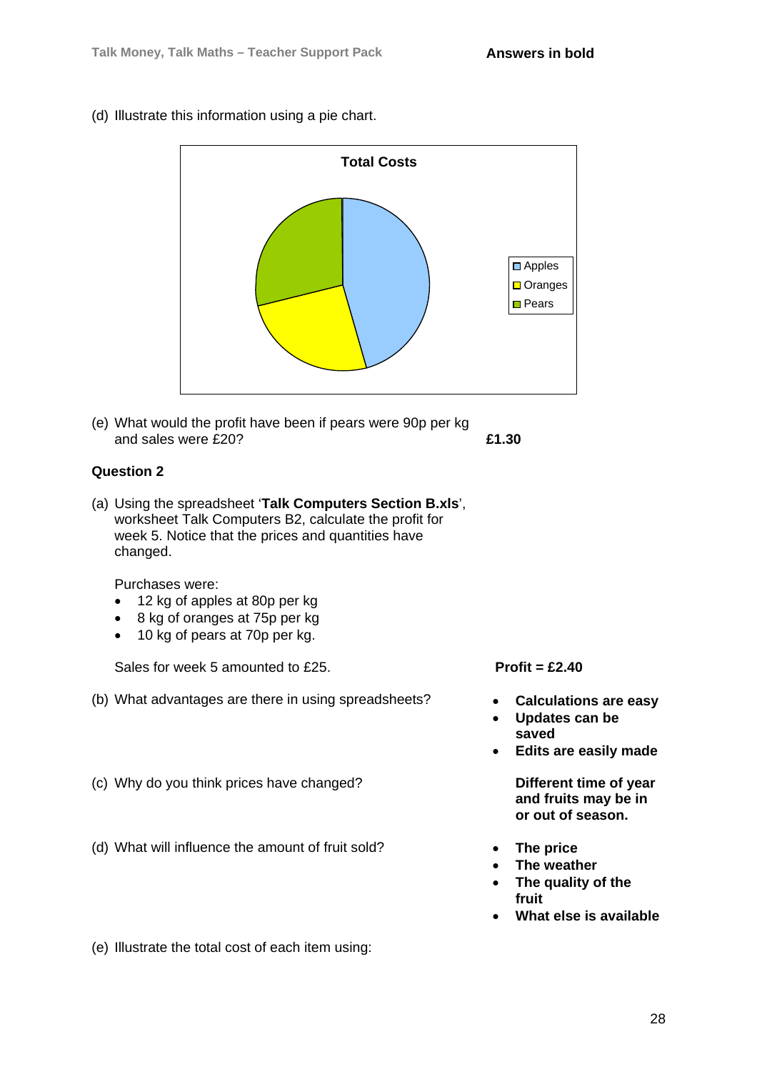(d) Illustrate this information using a pie chart.

**Total Costs**

Apples
Oranges
Pears

(e) What would the profit have been if pears were 90p per kg and sales were £20? **£1.30**

**Question 2**

(a) Using the spreadsheet '**Talk Computers Section B.xls**', worksheet Talk Computers B2, calculate the profit for week 5. Notice that the prices and quantities have changed.

Purchases were:

- 12 kg of apples at 80p per kg
- 8 kg of oranges at 75p per kg
- 10 kg of pears at 70p per kg.

Sales for week 5 amounted to £25. **Profit = £2.40**

(b) What advantages are there in using spreadsheets?

- **Calculations are easy**
- **Updates can be saved**
- **Edits are easily made**

(c) Why do you think prices have changed?

**Different time of year and fruits may be in or out of season.**

(d) What will influence the amount of fruit sold?

- **The price**
- **The weather**
- **The quality of the fruit**
- **What else is available**

(e) Illustrate the total cost of each item using: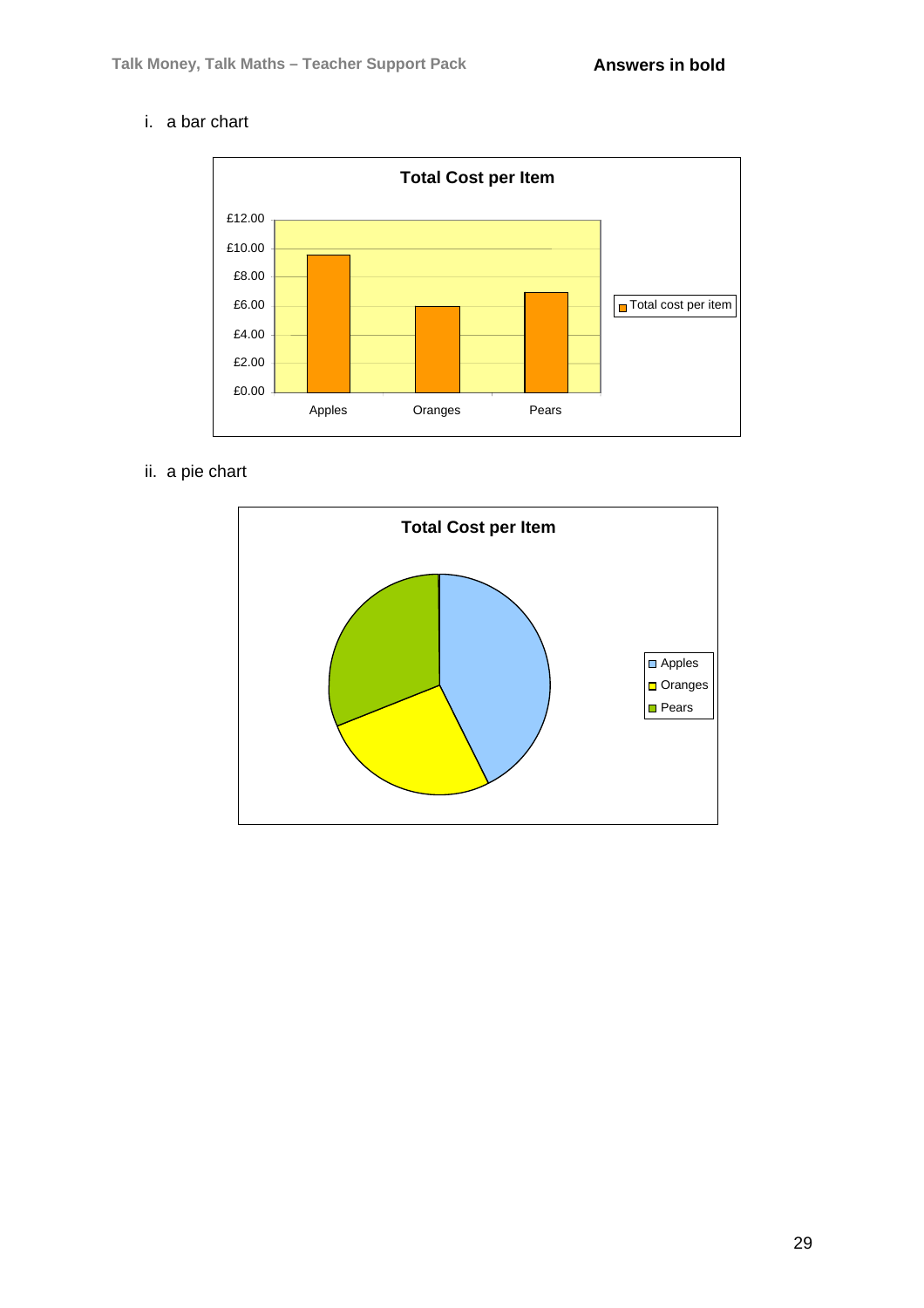i. a bar chart

**Total Cost per Item**

| | Total cost per item |
|---|---|
| Apples | |
| Oranges | |
| Pears | |

ii. a pie chart

**Total Cost per Item**

- Apples
- Oranges
- Pears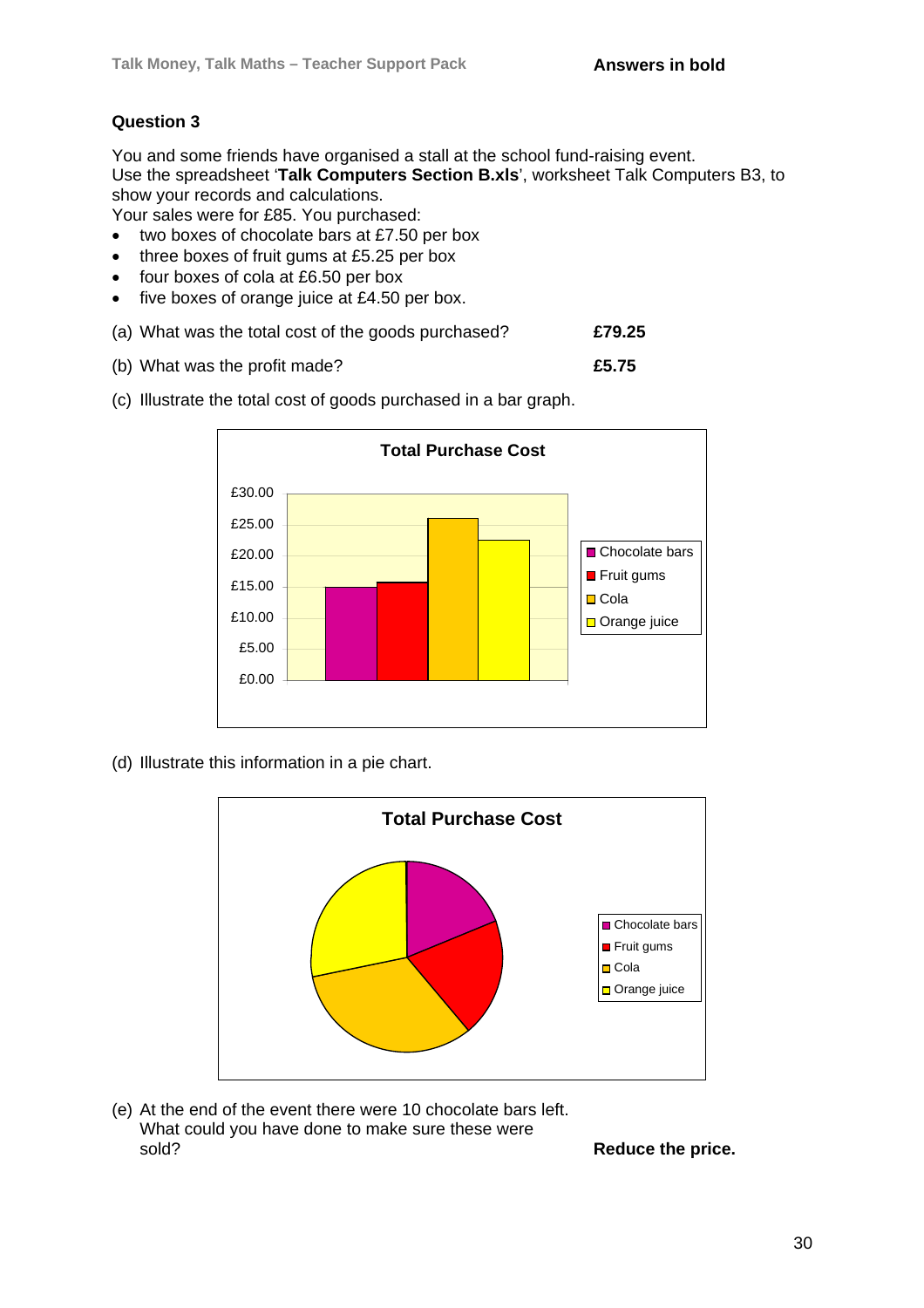Answers in bold

### Question 3

You and some friends have organised a stall at the school fund-raising event.
Use the spreadsheet '**Talk Computers Section B.xls**', worksheet Talk Computers B3, to show your records and calculations.
Your sales were for £85. You purchased:

- two boxes of chocolate bars at £7.50 per box
- three boxes of fruit gums at £5.25 per box
- four boxes of cola at £6.50 per box
- five boxes of orange juice at £4.50 per box.

(a) What was the total cost of the goods purchased? **£79.25**

(b) What was the profit made? **£5.75**

(c) Illustrate the total cost of goods purchased in a bar graph.

**Total Purchase Cost**

| Item | Cost |
|---|---|
| Chocolate bars | £15.00 |
| Fruit gums | £15.75 |
| Cola | £26.00 |
| Orange juice | £22.50 |

(d) Illustrate this information in a pie chart.

**Total Purchase Cost**

Legend: Chocolate bars, Fruit gums, Cola, Orange juice

(e) At the end of the event there were 10 chocolate bars left. What could you have done to make sure these were sold? **Reduce the price.**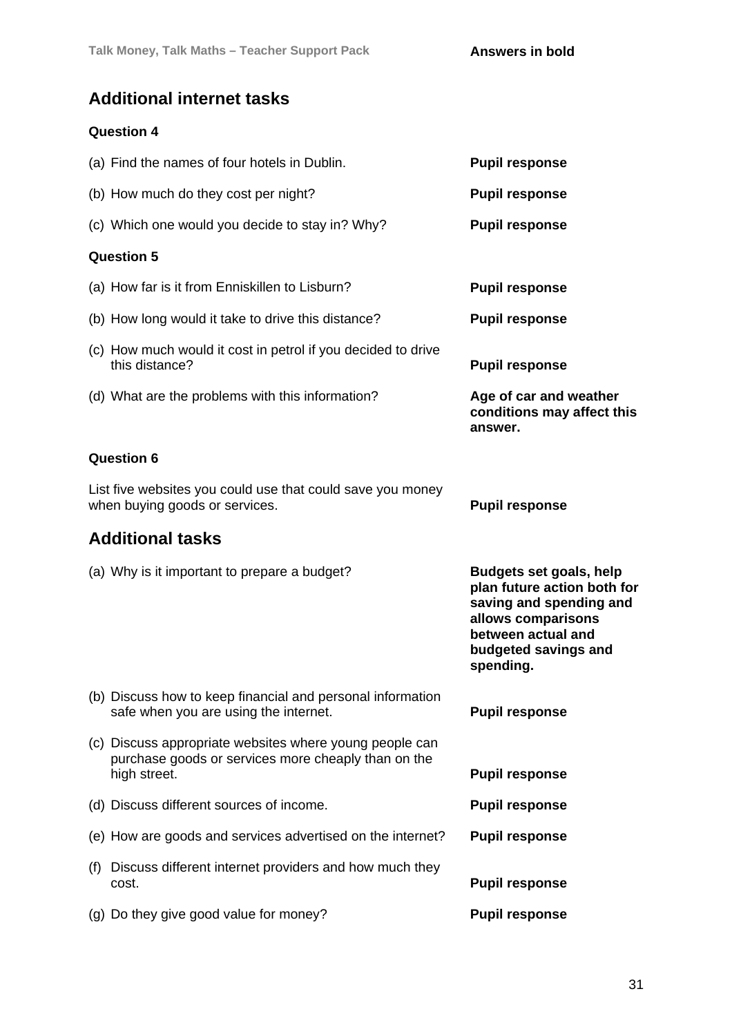Answers in bold

## Additional internet tasks

### Question 4

| | |
|---|---|
| (a) Find the names of four hotels in Dublin. | **Pupil response** |
| (b) How much do they cost per night? | **Pupil response** |
| (c) Which one would you decide to stay in? Why? | **Pupil response** |

### Question 5

| | |
|---|---|
| (a) How far is it from Enniskillen to Lisburn? | **Pupil response** |
| (b) How long would it take to drive this distance? | **Pupil response** |
| (c) How much would it cost in petrol if you decided to drive this distance? | **Pupil response** |
| (d) What are the problems with this information? | **Age of car and weather conditions may affect this answer.** |

### Question 6

| | |
|---|---|
| List five websites you could use that could save you money when buying goods or services. | **Pupil response** |

## Additional tasks

| | |
|---|---|
| (a) Why is it important to prepare a budget? | **Budgets set goals, help plan future action both for saving and spending and allows comparisons between actual and budgeted savings and spending.** |
| (b) Discuss how to keep financial and personal information safe when you are using the internet. | **Pupil response** |
| (c) Discuss appropriate websites where young people can purchase goods or services more cheaply than on the high street. | **Pupil response** |
| (d) Discuss different sources of income. | **Pupil response** |
| (e) How are goods and services advertised on the internet? | **Pupil response** |
| (f) Discuss different internet providers and how much they cost. | **Pupil response** |
| (g) Do they give good value for money? | **Pupil response** |